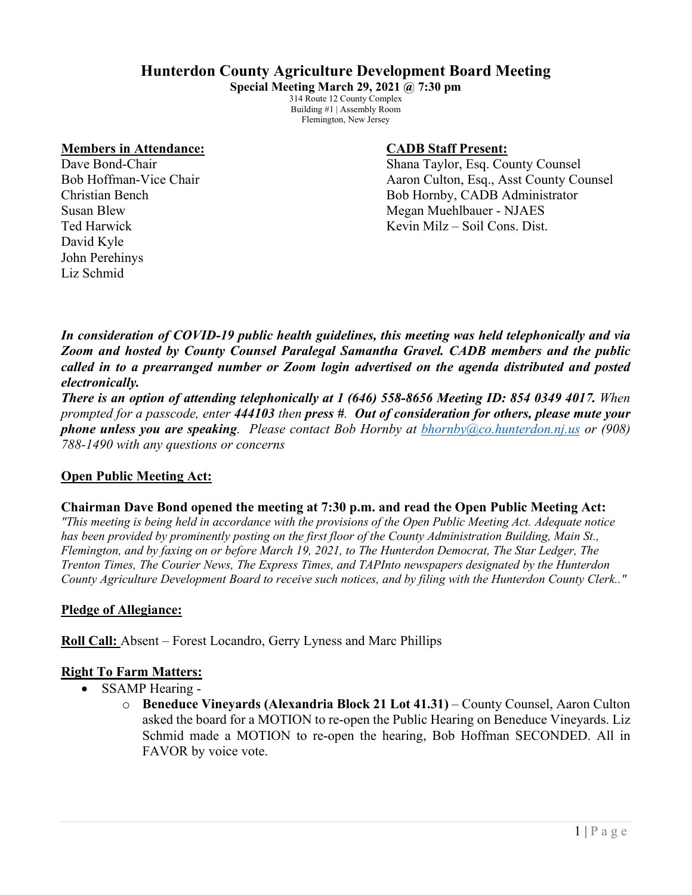# Hunterdon County Agriculture Development Board Meeting

**Special Meeting March 29, 2021 @ 7:30 pm**

314 Route 12 County Complex
Building #1 | Assembly Room
Flemington, New Jersey

**Members in Attendance:**

Dave Bond-Chair
Bob Hoffman-Vice Chair
Christian Bench
Susan Blew
Ted Harwick
David Kyle
John Perehinys
Liz Schmid

**CADB Staff Present:**

Shana Taylor, Esq. County Counsel
Aaron Culton, Esq., Asst County Counsel
Bob Hornby, CADB Administrator
Megan Muehlbauer - NJAES
Kevin Milz – Soil Cons. Dist.

***In consideration of COVID-19 public health guidelines, this meeting was held telephonically and via Zoom and hosted by County Counsel Paralegal Samantha Gravel. CADB members and the public called in to a prearranged number or Zoom login advertised on the agenda distributed and posted electronically.***

***There is an option of attending telephonically at 1 (646) 558-8656 Meeting ID: 854 0349 4017.*** *When prompted for a passcode, enter* ***444103*** *then* ***press #***. ***Out of consideration for others, please mute your phone unless you are speaking****. Please contact Bob Hornby at bhornby@co.hunterdon.nj.us or (908) 788-1490 with any questions or concerns*

**Open Public Meeting Act:**

**Chairman Dave Bond opened the meeting at 7:30 p.m. and read the Open Public Meeting Act:**

*"This meeting is being held in accordance with the provisions of the Open Public Meeting Act. Adequate notice has been provided by prominently posting on the first floor of the County Administration Building, Main St., Flemington, and by faxing on or before March 19, 2021, to The Hunterdon Democrat, The Star Ledger, The Trenton Times, The Courier News, The Express Times, and TAPInto newspapers designated by the Hunterdon County Agriculture Development Board to receive such notices, and by filing with the Hunterdon County Clerk.."*

**Pledge of Allegiance:**

**Roll Call:** Absent – Forest Locandro, Gerry Lyness and Marc Phillips

**Right To Farm Matters:**

- SSAMP Hearing -
  - **Beneduce Vineyards (Alexandria Block 21 Lot 41.31)** – County Counsel, Aaron Culton asked the board for a MOTION to re-open the Public Hearing on Beneduce Vineyards. Liz Schmid made a MOTION to re-open the hearing, Bob Hoffman SECONDED. All in FAVOR by voice vote.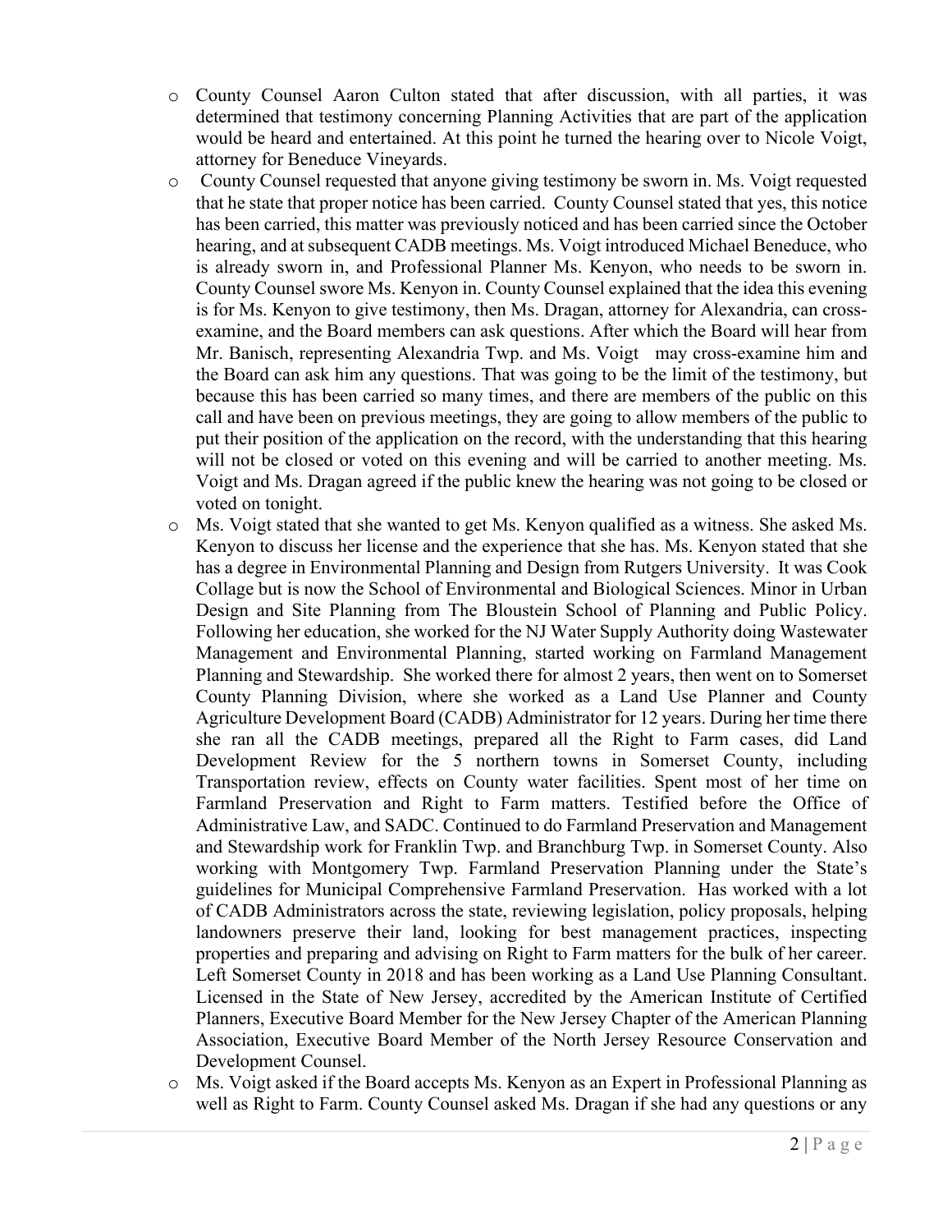- County Counsel Aaron Culton stated that after discussion, with all parties, it was determined that testimony concerning Planning Activities that are part of the application would be heard and entertained. At this point he turned the hearing over to Nicole Voigt, attorney for Beneduce Vineyards.
- County Counsel requested that anyone giving testimony be sworn in. Ms. Voigt requested that he state that proper notice has been carried. County Counsel stated that yes, this notice has been carried, this matter was previously noticed and has been carried since the October hearing, and at subsequent CADB meetings. Ms. Voigt introduced Michael Beneduce, who is already sworn in, and Professional Planner Ms. Kenyon, who needs to be sworn in. County Counsel swore Ms. Kenyon in. County Counsel explained that the idea this evening is for Ms. Kenyon to give testimony, then Ms. Dragan, attorney for Alexandria, can cross-examine, and the Board members can ask questions. After which the Board will hear from Mr. Banisch, representing Alexandria Twp. and Ms. Voigt may cross-examine him and the Board can ask him any questions. That was going to be the limit of the testimony, but because this has been carried so many times, and there are members of the public on this call and have been on previous meetings, they are going to allow members of the public to put their position of the application on the record, with the understanding that this hearing will not be closed or voted on this evening and will be carried to another meeting. Ms. Voigt and Ms. Dragan agreed if the public knew the hearing was not going to be closed or voted on tonight.
- Ms. Voigt stated that she wanted to get Ms. Kenyon qualified as a witness. She asked Ms. Kenyon to discuss her license and the experience that she has. Ms. Kenyon stated that she has a degree in Environmental Planning and Design from Rutgers University. It was Cook Collage but is now the School of Environmental and Biological Sciences. Minor in Urban Design and Site Planning from The Bloustein School of Planning and Public Policy. Following her education, she worked for the NJ Water Supply Authority doing Wastewater Management and Environmental Planning, started working on Farmland Management Planning and Stewardship. She worked there for almost 2 years, then went on to Somerset County Planning Division, where she worked as a Land Use Planner and County Agriculture Development Board (CADB) Administrator for 12 years. During her time there she ran all the CADB meetings, prepared all the Right to Farm cases, did Land Development Review for the 5 northern towns in Somerset County, including Transportation review, effects on County water facilities. Spent most of her time on Farmland Preservation and Right to Farm matters. Testified before the Office of Administrative Law, and SADC. Continued to do Farmland Preservation and Management and Stewardship work for Franklin Twp. and Branchburg Twp. in Somerset County. Also working with Montgomery Twp. Farmland Preservation Planning under the State's guidelines for Municipal Comprehensive Farmland Preservation. Has worked with a lot of CADB Administrators across the state, reviewing legislation, policy proposals, helping landowners preserve their land, looking for best management practices, inspecting properties and preparing and advising on Right to Farm matters for the bulk of her career. Left Somerset County in 2018 and has been working as a Land Use Planning Consultant. Licensed in the State of New Jersey, accredited by the American Institute of Certified Planners, Executive Board Member for the New Jersey Chapter of the American Planning Association, Executive Board Member of the North Jersey Resource Conservation and Development Counsel.
- Ms. Voigt asked if the Board accepts Ms. Kenyon as an Expert in Professional Planning as well as Right to Farm. County Counsel asked Ms. Dragan if she had any questions or any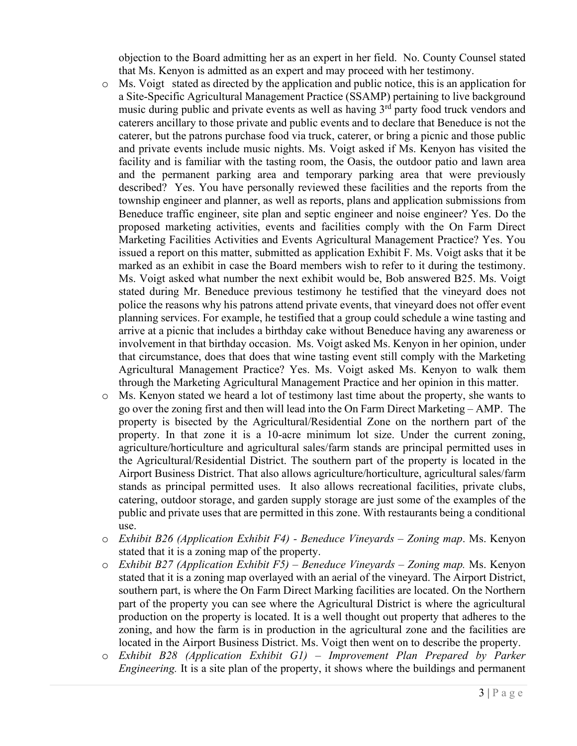objection to the Board admitting her as an expert in her field. No. County Counsel stated that Ms. Kenyon is admitted as an expert and may proceed with her testimony.

- Ms. Voigt stated as directed by the application and public notice, this is an application for a Site-Specific Agricultural Management Practice (SSAMP) pertaining to live background music during public and private events as well as having 3rd party food truck vendors and caterers ancillary to those private and public events and to declare that Beneduce is not the caterer, but the patrons purchase food via truck, caterer, or bring a picnic and those public and private events include music nights. Ms. Voigt asked if Ms. Kenyon has visited the facility and is familiar with the tasting room, the Oasis, the outdoor patio and lawn area and the permanent parking area and temporary parking area that were previously described? Yes. You have personally reviewed these facilities and the reports from the township engineer and planner, as well as reports, plans and application submissions from Beneduce traffic engineer, site plan and septic engineer and noise engineer? Yes. Do the proposed marketing activities, events and facilities comply with the On Farm Direct Marketing Facilities Activities and Events Agricultural Management Practice? Yes. You issued a report on this matter, submitted as application Exhibit F. Ms. Voigt asks that it be marked as an exhibit in case the Board members wish to refer to it during the testimony. Ms. Voigt asked what number the next exhibit would be, Bob answered B25. Ms. Voigt stated during Mr. Beneduce previous testimony he testified that the vineyard does not police the reasons why his patrons attend private events, that vineyard does not offer event planning services. For example, he testified that a group could schedule a wine tasting and arrive at a picnic that includes a birthday cake without Beneduce having any awareness or involvement in that birthday occasion. Ms. Voigt asked Ms. Kenyon in her opinion, under that circumstance, does that does that wine tasting event still comply with the Marketing Agricultural Management Practice? Yes. Ms. Voigt asked Ms. Kenyon to walk them through the Marketing Agricultural Management Practice and her opinion in this matter.
- Ms. Kenyon stated we heard a lot of testimony last time about the property, she wants to go over the zoning first and then will lead into the On Farm Direct Marketing – AMP. The property is bisected by the Agricultural/Residential Zone on the northern part of the property. In that zone it is a 10-acre minimum lot size. Under the current zoning, agriculture/horticulture and agricultural sales/farm stands are principal permitted uses in the Agricultural/Residential District. The southern part of the property is located in the Airport Business District. That also allows agriculture/horticulture, agricultural sales/farm stands as principal permitted uses. It also allows recreational facilities, private clubs, catering, outdoor storage, and garden supply storage are just some of the examples of the public and private uses that are permitted in this zone. With restaurants being a conditional use.
- *Exhibit B26 (Application Exhibit F4) - Beneduce Vineyards – Zoning map*. Ms. Kenyon stated that it is a zoning map of the property.
- *Exhibit B27 (Application Exhibit F5) – Beneduce Vineyards – Zoning map.* Ms. Kenyon stated that it is a zoning map overlayed with an aerial of the vineyard. The Airport District, southern part, is where the On Farm Direct Marking facilities are located. On the Northern part of the property you can see where the Agricultural District is where the agricultural production on the property is located. It is a well thought out property that adheres to the zoning, and how the farm is in production in the agricultural zone and the facilities are located in the Airport Business District. Ms. Voigt then went on to describe the property.
- *Exhibit B28 (Application Exhibit G1) – Improvement Plan Prepared by Parker Engineering.* It is a site plan of the property, it shows where the buildings and permanent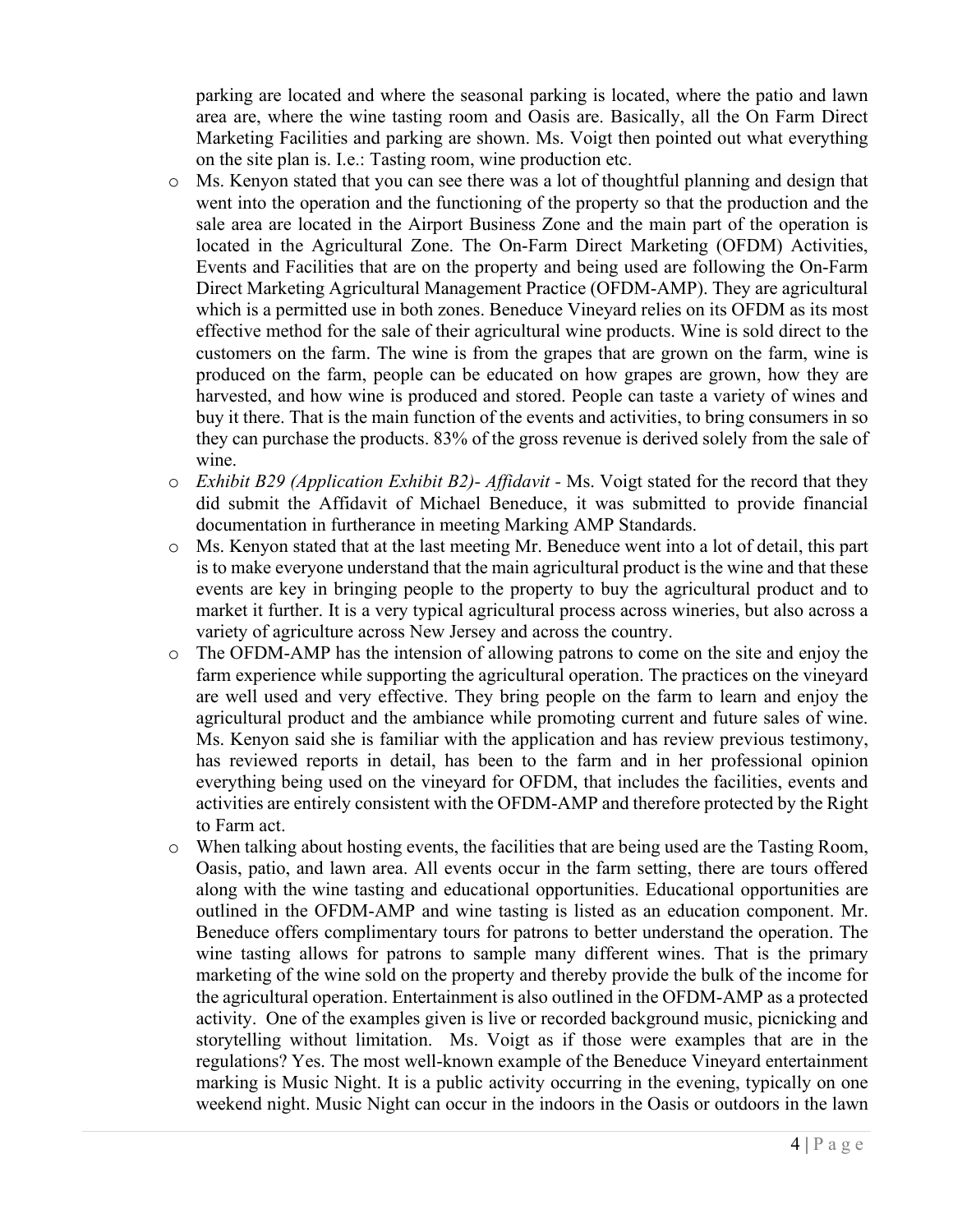parking are located and where the seasonal parking is located, where the patio and lawn area are, where the wine tasting room and Oasis are. Basically, all the On Farm Direct Marketing Facilities and parking are shown. Ms. Voigt then pointed out what everything on the site plan is. I.e.: Tasting room, wine production etc.

- Ms. Kenyon stated that you can see there was a lot of thoughtful planning and design that went into the operation and the functioning of the property so that the production and the sale area are located in the Airport Business Zone and the main part of the operation is located in the Agricultural Zone. The On-Farm Direct Marketing (OFDM) Activities, Events and Facilities that are on the property and being used are following the On-Farm Direct Marketing Agricultural Management Practice (OFDM-AMP). They are agricultural which is a permitted use in both zones. Beneduce Vineyard relies on its OFDM as its most effective method for the sale of their agricultural wine products. Wine is sold direct to the customers on the farm. The wine is from the grapes that are grown on the farm, wine is produced on the farm, people can be educated on how grapes are grown, how they are harvested, and how wine is produced and stored. People can taste a variety of wines and buy it there. That is the main function of the events and activities, to bring consumers in so they can purchase the products. 83% of the gross revenue is derived solely from the sale of wine.
- *Exhibit B29 (Application Exhibit B2)- Affidavit* - Ms. Voigt stated for the record that they did submit the Affidavit of Michael Beneduce, it was submitted to provide financial documentation in furtherance in meeting Marking AMP Standards.
- Ms. Kenyon stated that at the last meeting Mr. Beneduce went into a lot of detail, this part is to make everyone understand that the main agricultural product is the wine and that these events are key in bringing people to the property to buy the agricultural product and to market it further. It is a very typical agricultural process across wineries, but also across a variety of agriculture across New Jersey and across the country.
- The OFDM-AMP has the intension of allowing patrons to come on the site and enjoy the farm experience while supporting the agricultural operation. The practices on the vineyard are well used and very effective. They bring people on the farm to learn and enjoy the agricultural product and the ambiance while promoting current and future sales of wine. Ms. Kenyon said she is familiar with the application and has review previous testimony, has reviewed reports in detail, has been to the farm and in her professional opinion everything being used on the vineyard for OFDM, that includes the facilities, events and activities are entirely consistent with the OFDM-AMP and therefore protected by the Right to Farm act.
- When talking about hosting events, the facilities that are being used are the Tasting Room, Oasis, patio, and lawn area. All events occur in the farm setting, there are tours offered along with the wine tasting and educational opportunities. Educational opportunities are outlined in the OFDM-AMP and wine tasting is listed as an education component. Mr. Beneduce offers complimentary tours for patrons to better understand the operation. The wine tasting allows for patrons to sample many different wines. That is the primary marketing of the wine sold on the property and thereby provide the bulk of the income for the agricultural operation. Entertainment is also outlined in the OFDM-AMP as a protected activity. One of the examples given is live or recorded background music, picnicking and storytelling without limitation. Ms. Voigt as if those were examples that are in the regulations? Yes. The most well-known example of the Beneduce Vineyard entertainment marking is Music Night. It is a public activity occurring in the evening, typically on one weekend night. Music Night can occur in the indoors in the Oasis or outdoors in the lawn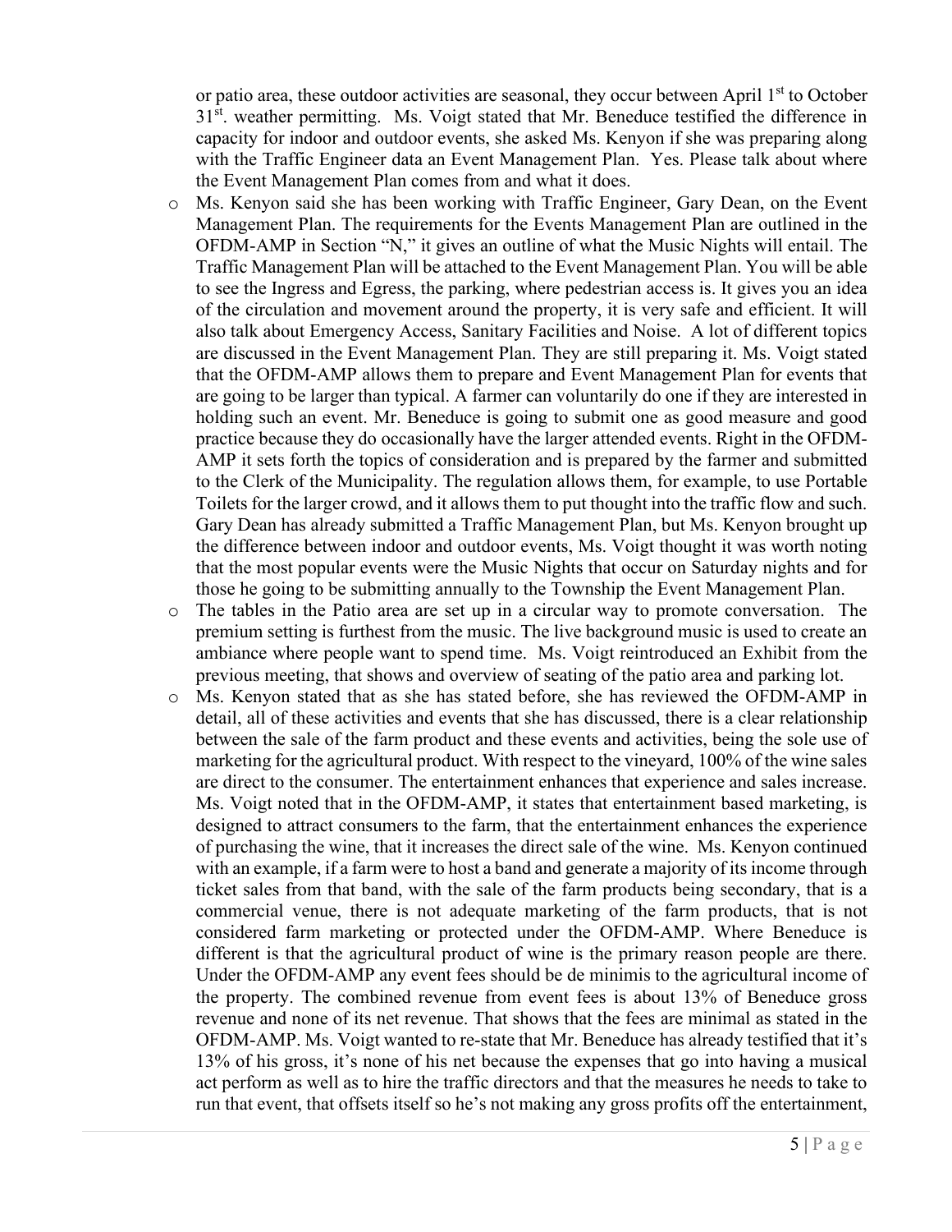or patio area, these outdoor activities are seasonal, they occur between April 1st to October 31st. weather permitting. Ms. Voigt stated that Mr. Beneduce testified the difference in capacity for indoor and outdoor events, she asked Ms. Kenyon if she was preparing along with the Traffic Engineer data an Event Management Plan. Yes. Please talk about where the Event Management Plan comes from and what it does.

- Ms. Kenyon said she has been working with Traffic Engineer, Gary Dean, on the Event Management Plan. The requirements for the Events Management Plan are outlined in the OFDM-AMP in Section "N," it gives an outline of what the Music Nights will entail. The Traffic Management Plan will be attached to the Event Management Plan. You will be able to see the Ingress and Egress, the parking, where pedestrian access is. It gives you an idea of the circulation and movement around the property, it is very safe and efficient. It will also talk about Emergency Access, Sanitary Facilities and Noise. A lot of different topics are discussed in the Event Management Plan. They are still preparing it. Ms. Voigt stated that the OFDM-AMP allows them to prepare and Event Management Plan for events that are going to be larger than typical. A farmer can voluntarily do one if they are interested in holding such an event. Mr. Beneduce is going to submit one as good measure and good practice because they do occasionally have the larger attended events. Right in the OFDM-AMP it sets forth the topics of consideration and is prepared by the farmer and submitted to the Clerk of the Municipality. The regulation allows them, for example, to use Portable Toilets for the larger crowd, and it allows them to put thought into the traffic flow and such. Gary Dean has already submitted a Traffic Management Plan, but Ms. Kenyon brought up the difference between indoor and outdoor events, Ms. Voigt thought it was worth noting that the most popular events were the Music Nights that occur on Saturday nights and for those he going to be submitting annually to the Township the Event Management Plan.
- The tables in the Patio area are set up in a circular way to promote conversation. The premium setting is furthest from the music. The live background music is used to create an ambiance where people want to spend time. Ms. Voigt reintroduced an Exhibit from the previous meeting, that shows and overview of seating of the patio area and parking lot.
- Ms. Kenyon stated that as she has stated before, she has reviewed the OFDM-AMP in detail, all of these activities and events that she has discussed, there is a clear relationship between the sale of the farm product and these events and activities, being the sole use of marketing for the agricultural product. With respect to the vineyard, 100% of the wine sales are direct to the consumer. The entertainment enhances that experience and sales increase. Ms. Voigt noted that in the OFDM-AMP, it states that entertainment based marketing, is designed to attract consumers to the farm, that the entertainment enhances the experience of purchasing the wine, that it increases the direct sale of the wine. Ms. Kenyon continued with an example, if a farm were to host a band and generate a majority of its income through ticket sales from that band, with the sale of the farm products being secondary, that is a commercial venue, there is not adequate marketing of the farm products, that is not considered farm marketing or protected under the OFDM-AMP. Where Beneduce is different is that the agricultural product of wine is the primary reason people are there. Under the OFDM-AMP any event fees should be de minimis to the agricultural income of the property. The combined revenue from event fees is about 13% of Beneduce gross revenue and none of its net revenue. That shows that the fees are minimal as stated in the OFDM-AMP. Ms. Voigt wanted to re-state that Mr. Beneduce has already testified that it's 13% of his gross, it's none of his net because the expenses that go into having a musical act perform as well as to hire the traffic directors and that the measures he needs to take to run that event, that offsets itself so he's not making any gross profits off the entertainment,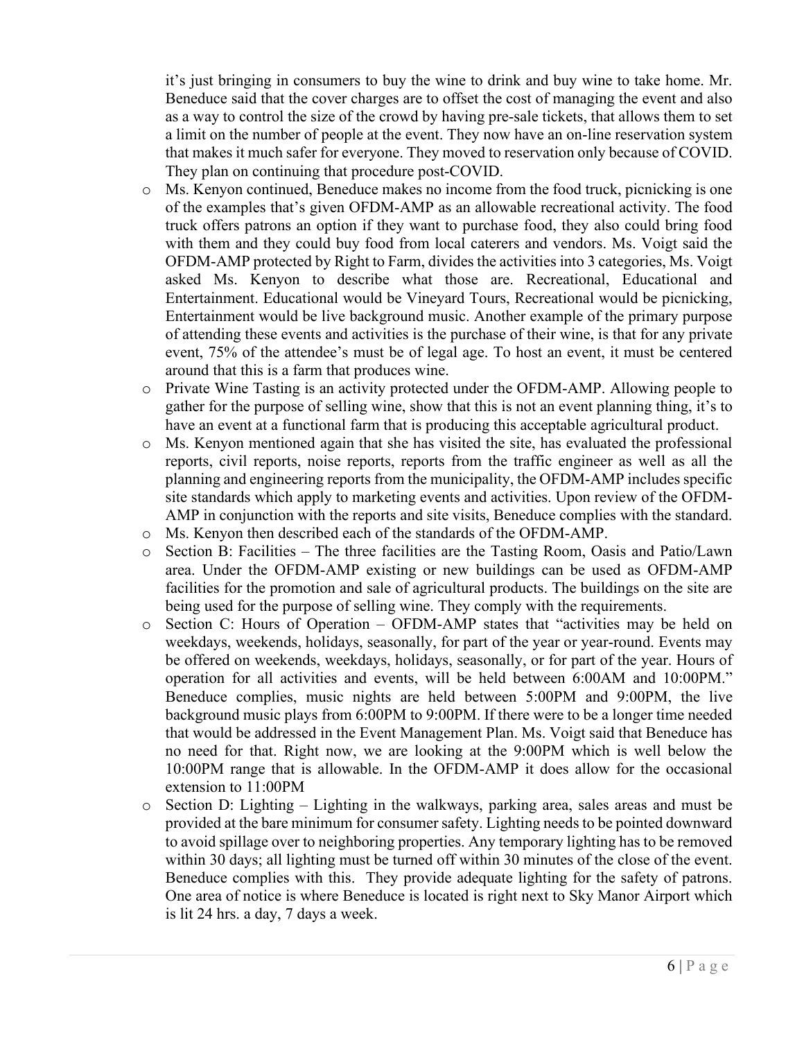it's just bringing in consumers to buy the wine to drink and buy wine to take home. Mr. Beneduce said that the cover charges are to offset the cost of managing the event and also as a way to control the size of the crowd by having pre-sale tickets, that allows them to set a limit on the number of people at the event. They now have an on-line reservation system that makes it much safer for everyone. They moved to reservation only because of COVID. They plan on continuing that procedure post-COVID.

- Ms. Kenyon continued, Beneduce makes no income from the food truck, picnicking is one of the examples that's given OFDM-AMP as an allowable recreational activity. The food truck offers patrons an option if they want to purchase food, they also could bring food with them and they could buy food from local caterers and vendors. Ms. Voigt said the OFDM-AMP protected by Right to Farm, divides the activities into 3 categories, Ms. Voigt asked Ms. Kenyon to describe what those are. Recreational, Educational and Entertainment. Educational would be Vineyard Tours, Recreational would be picnicking, Entertainment would be live background music. Another example of the primary purpose of attending these events and activities is the purchase of their wine, is that for any private event, 75% of the attendee's must be of legal age. To host an event, it must be centered around that this is a farm that produces wine.
- Private Wine Tasting is an activity protected under the OFDM-AMP. Allowing people to gather for the purpose of selling wine, show that this is not an event planning thing, it's to have an event at a functional farm that is producing this acceptable agricultural product.
- Ms. Kenyon mentioned again that she has visited the site, has evaluated the professional reports, civil reports, noise reports, reports from the traffic engineer as well as all the planning and engineering reports from the municipality, the OFDM-AMP includes specific site standards which apply to marketing events and activities. Upon review of the OFDM-AMP in conjunction with the reports and site visits, Beneduce complies with the standard.
- Ms. Kenyon then described each of the standards of the OFDM-AMP.
- Section B: Facilities – The three facilities are the Tasting Room, Oasis and Patio/Lawn area. Under the OFDM-AMP existing or new buildings can be used as OFDM-AMP facilities for the promotion and sale of agricultural products. The buildings on the site are being used for the purpose of selling wine. They comply with the requirements.
- Section C: Hours of Operation – OFDM-AMP states that "activities may be held on weekdays, weekends, holidays, seasonally, for part of the year or year-round. Events may be offered on weekends, weekdays, holidays, seasonally, or for part of the year. Hours of operation for all activities and events, will be held between 6:00AM and 10:00PM." Beneduce complies, music nights are held between 5:00PM and 9:00PM, the live background music plays from 6:00PM to 9:00PM. If there were to be a longer time needed that would be addressed in the Event Management Plan. Ms. Voigt said that Beneduce has no need for that. Right now, we are looking at the 9:00PM which is well below the 10:00PM range that is allowable. In the OFDM-AMP it does allow for the occasional extension to 11:00PM
- Section D: Lighting – Lighting in the walkways, parking area, sales areas and must be provided at the bare minimum for consumer safety. Lighting needs to be pointed downward to avoid spillage over to neighboring properties. Any temporary lighting has to be removed within 30 days; all lighting must be turned off within 30 minutes of the close of the event. Beneduce complies with this. They provide adequate lighting for the safety of patrons. One area of notice is where Beneduce is located is right next to Sky Manor Airport which is lit 24 hrs. a day, 7 days a week.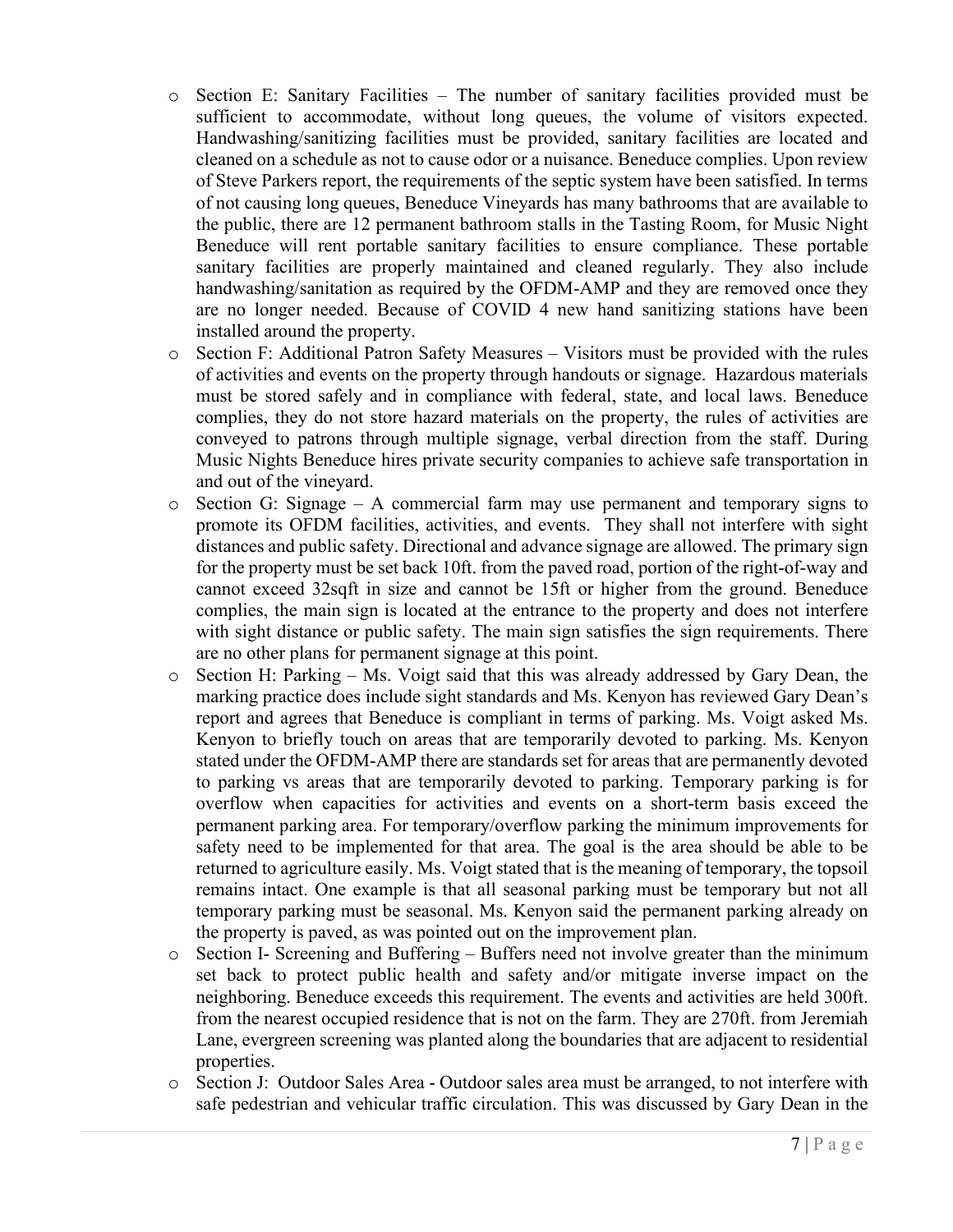- Section E: Sanitary Facilities – The number of sanitary facilities provided must be sufficient to accommodate, without long queues, the volume of visitors expected. Handwashing/sanitizing facilities must be provided, sanitary facilities are located and cleaned on a schedule as not to cause odor or a nuisance. Beneduce complies. Upon review of Steve Parkers report, the requirements of the septic system have been satisfied. In terms of not causing long queues, Beneduce Vineyards has many bathrooms that are available to the public, there are 12 permanent bathroom stalls in the Tasting Room, for Music Night Beneduce will rent portable sanitary facilities to ensure compliance. These portable sanitary facilities are properly maintained and cleaned regularly. They also include handwashing/sanitation as required by the OFDM-AMP and they are removed once they are no longer needed. Because of COVID 4 new hand sanitizing stations have been installed around the property.
- Section F: Additional Patron Safety Measures – Visitors must be provided with the rules of activities and events on the property through handouts or signage. Hazardous materials must be stored safely and in compliance with federal, state, and local laws. Beneduce complies, they do not store hazard materials on the property, the rules of activities are conveyed to patrons through multiple signage, verbal direction from the staff. During Music Nights Beneduce hires private security companies to achieve safe transportation in and out of the vineyard.
- Section G: Signage – A commercial farm may use permanent and temporary signs to promote its OFDM facilities, activities, and events. They shall not interfere with sight distances and public safety. Directional and advance signage are allowed. The primary sign for the property must be set back 10ft. from the paved road, portion of the right-of-way and cannot exceed 32sqft in size and cannot be 15ft or higher from the ground. Beneduce complies, the main sign is located at the entrance to the property and does not interfere with sight distance or public safety. The main sign satisfies the sign requirements. There are no other plans for permanent signage at this point.
- Section H: Parking – Ms. Voigt said that this was already addressed by Gary Dean, the marking practice does include sight standards and Ms. Kenyon has reviewed Gary Dean's report and agrees that Beneduce is compliant in terms of parking. Ms. Voigt asked Ms. Kenyon to briefly touch on areas that are temporarily devoted to parking. Ms. Kenyon stated under the OFDM-AMP there are standards set for areas that are permanently devoted to parking vs areas that are temporarily devoted to parking. Temporary parking is for overflow when capacities for activities and events on a short-term basis exceed the permanent parking area. For temporary/overflow parking the minimum improvements for safety need to be implemented for that area. The goal is the area should be able to be returned to agriculture easily. Ms. Voigt stated that is the meaning of temporary, the topsoil remains intact. One example is that all seasonal parking must be temporary but not all temporary parking must be seasonal. Ms. Kenyon said the permanent parking already on the property is paved, as was pointed out on the improvement plan.
- Section I- Screening and Buffering – Buffers need not involve greater than the minimum set back to protect public health and safety and/or mitigate inverse impact on the neighboring. Beneduce exceeds this requirement. The events and activities are held 300ft. from the nearest occupied residence that is not on the farm. They are 270ft. from Jeremiah Lane, evergreen screening was planted along the boundaries that are adjacent to residential properties.
- Section J: Outdoor Sales Area - Outdoor sales area must be arranged, to not interfere with safe pedestrian and vehicular traffic circulation. This was discussed by Gary Dean in the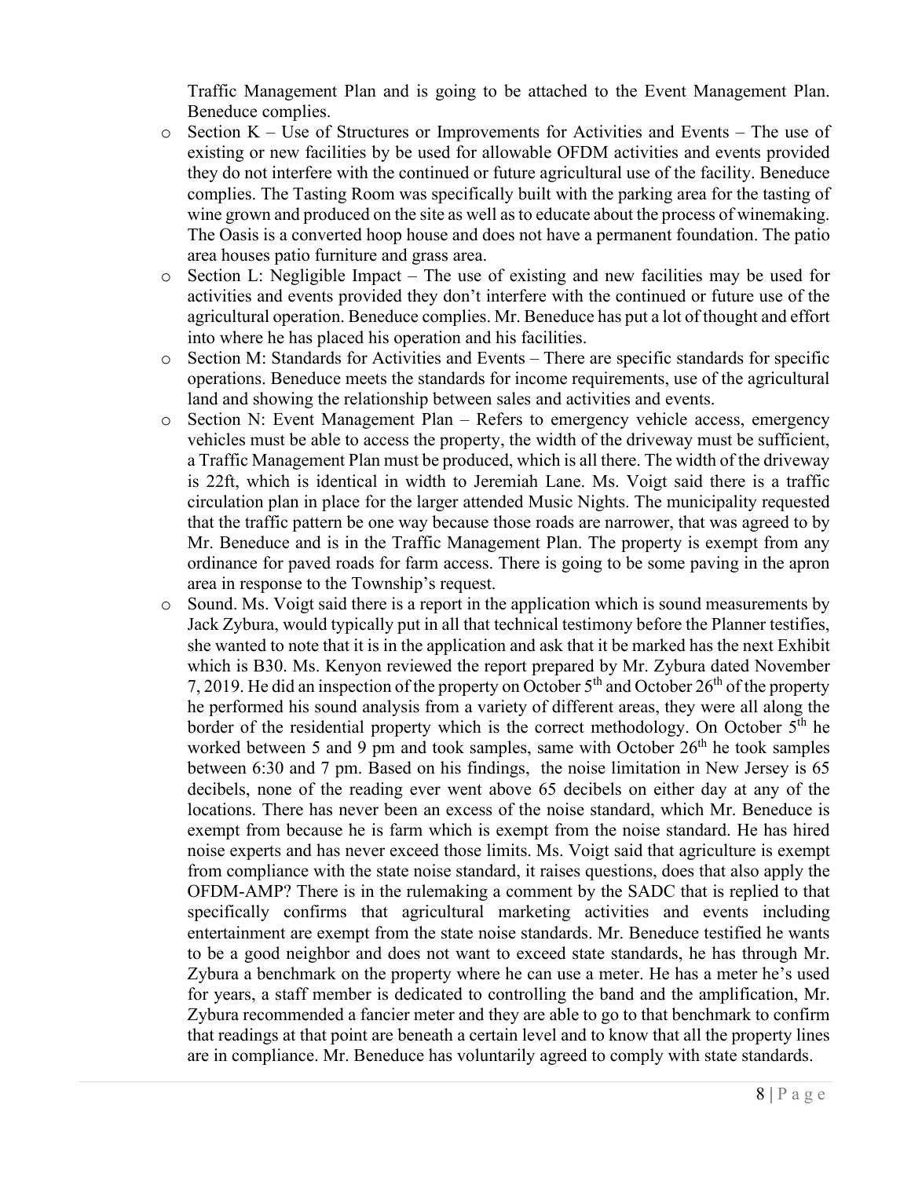Traffic Management Plan and is going to be attached to the Event Management Plan. Beneduce complies.

- Section K – Use of Structures or Improvements for Activities and Events – The use of existing or new facilities by be used for allowable OFDM activities and events provided they do not interfere with the continued or future agricultural use of the facility. Beneduce complies. The Tasting Room was specifically built with the parking area for the tasting of wine grown and produced on the site as well as to educate about the process of winemaking. The Oasis is a converted hoop house and does not have a permanent foundation. The patio area houses patio furniture and grass area.
- Section L: Negligible Impact – The use of existing and new facilities may be used for activities and events provided they don't interfere with the continued or future use of the agricultural operation. Beneduce complies. Mr. Beneduce has put a lot of thought and effort into where he has placed his operation and his facilities.
- Section M: Standards for Activities and Events – There are specific standards for specific operations. Beneduce meets the standards for income requirements, use of the agricultural land and showing the relationship between sales and activities and events.
- Section N: Event Management Plan – Refers to emergency vehicle access, emergency vehicles must be able to access the property, the width of the driveway must be sufficient, a Traffic Management Plan must be produced, which is all there. The width of the driveway is 22ft, which is identical in width to Jeremiah Lane. Ms. Voigt said there is a traffic circulation plan in place for the larger attended Music Nights. The municipality requested that the traffic pattern be one way because those roads are narrower, that was agreed to by Mr. Beneduce and is in the Traffic Management Plan. The property is exempt from any ordinance for paved roads for farm access. There is going to be some paving in the apron area in response to the Township's request.
- Sound. Ms. Voigt said there is a report in the application which is sound measurements by Jack Zybura, would typically put in all that technical testimony before the Planner testifies, she wanted to note that it is in the application and ask that it be marked has the next Exhibit which is B30. Ms. Kenyon reviewed the report prepared by Mr. Zybura dated November 7, 2019. He did an inspection of the property on October 5th and October 26th of the property he performed his sound analysis from a variety of different areas, they were all along the border of the residential property which is the correct methodology. On October 5th he worked between 5 and 9 pm and took samples, same with October 26th he took samples between 6:30 and 7 pm. Based on his findings, the noise limitation in New Jersey is 65 decibels, none of the reading ever went above 65 decibels on either day at any of the locations. There has never been an excess of the noise standard, which Mr. Beneduce is exempt from because he is farm which is exempt from the noise standard. He has hired noise experts and has never exceed those limits. Ms. Voigt said that agriculture is exempt from compliance with the state noise standard, it raises questions, does that also apply the OFDM-AMP? There is in the rulemaking a comment by the SADC that is replied to that specifically confirms that agricultural marketing activities and events including entertainment are exempt from the state noise standards. Mr. Beneduce testified he wants to be a good neighbor and does not want to exceed state standards, he has through Mr. Zybura a benchmark on the property where he can use a meter. He has a meter he's used for years, a staff member is dedicated to controlling the band and the amplification, Mr. Zybura recommended a fancier meter and they are able to go to that benchmark to confirm that readings at that point are beneath a certain level and to know that all the property lines are in compliance. Mr. Beneduce has voluntarily agreed to comply with state standards.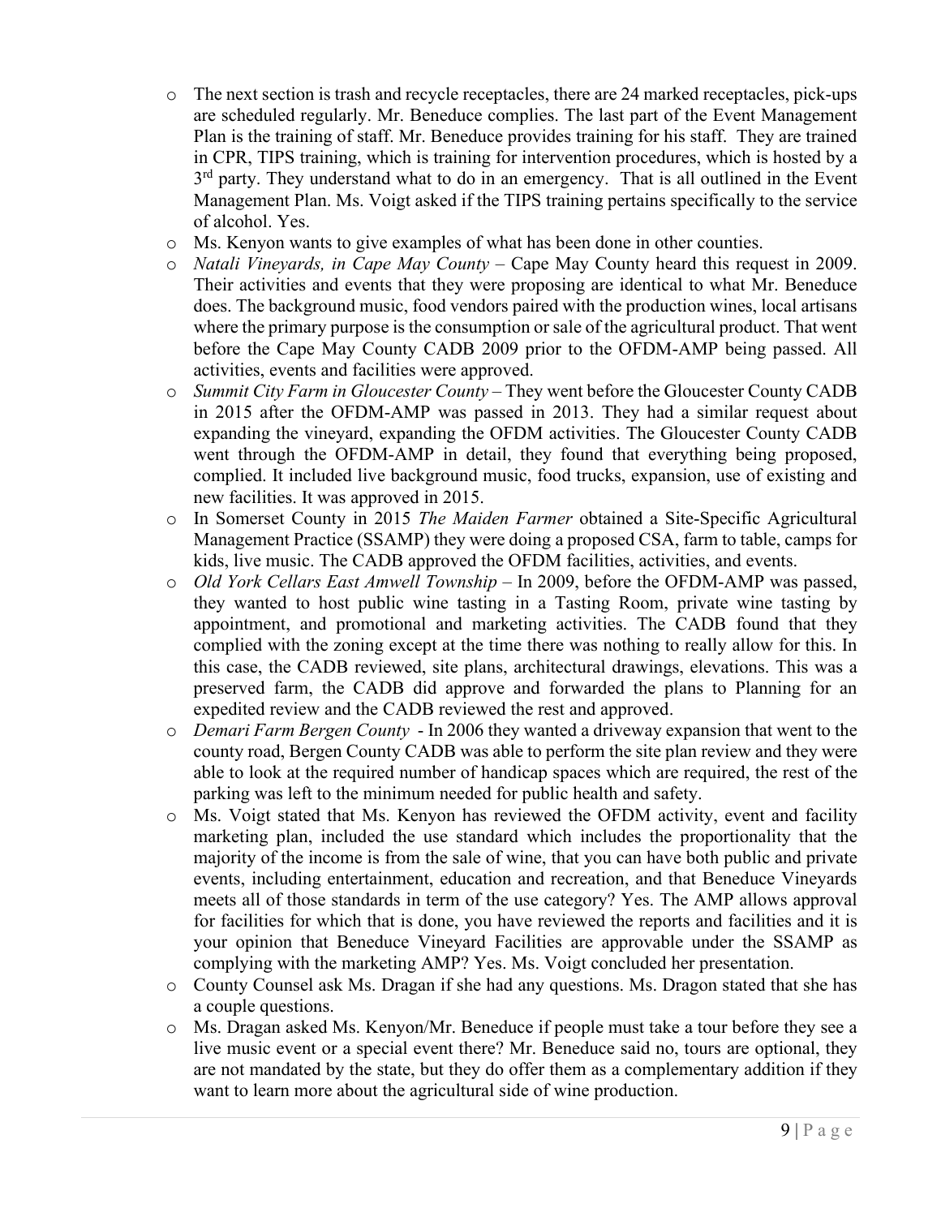- The next section is trash and recycle receptacles, there are 24 marked receptacles, pick-ups are scheduled regularly. Mr. Beneduce complies. The last part of the Event Management Plan is the training of staff. Mr. Beneduce provides training for his staff. They are trained in CPR, TIPS training, which is training for intervention procedures, which is hosted by a 3rd party. They understand what to do in an emergency. That is all outlined in the Event Management Plan. Ms. Voigt asked if the TIPS training pertains specifically to the service of alcohol. Yes.
- Ms. Kenyon wants to give examples of what has been done in other counties.
- *Natali Vineyards, in Cape May County* – Cape May County heard this request in 2009. Their activities and events that they were proposing are identical to what Mr. Beneduce does. The background music, food vendors paired with the production wines, local artisans where the primary purpose is the consumption or sale of the agricultural product. That went before the Cape May County CADB 2009 prior to the OFDM-AMP being passed. All activities, events and facilities were approved.
- *Summit City Farm in Gloucester County* – They went before the Gloucester County CADB in 2015 after the OFDM-AMP was passed in 2013. They had a similar request about expanding the vineyard, expanding the OFDM activities. The Gloucester County CADB went through the OFDM-AMP in detail, they found that everything being proposed, complied. It included live background music, food trucks, expansion, use of existing and new facilities. It was approved in 2015.
- In Somerset County in 2015 *The Maiden Farmer* obtained a Site-Specific Agricultural Management Practice (SSAMP) they were doing a proposed CSA, farm to table, camps for kids, live music. The CADB approved the OFDM facilities, activities, and events.
- *Old York Cellars East Amwell Township* – In 2009, before the OFDM-AMP was passed, they wanted to host public wine tasting in a Tasting Room, private wine tasting by appointment, and promotional and marketing activities. The CADB found that they complied with the zoning except at the time there was nothing to really allow for this. In this case, the CADB reviewed, site plans, architectural drawings, elevations. This was a preserved farm, the CADB did approve and forwarded the plans to Planning for an expedited review and the CADB reviewed the rest and approved.
- *Demari Farm Bergen County* - In 2006 they wanted a driveway expansion that went to the county road, Bergen County CADB was able to perform the site plan review and they were able to look at the required number of handicap spaces which are required, the rest of the parking was left to the minimum needed for public health and safety.
- Ms. Voigt stated that Ms. Kenyon has reviewed the OFDM activity, event and facility marketing plan, included the use standard which includes the proportionality that the majority of the income is from the sale of wine, that you can have both public and private events, including entertainment, education and recreation, and that Beneduce Vineyards meets all of those standards in term of the use category? Yes. The AMP allows approval for facilities for which that is done, you have reviewed the reports and facilities and it is your opinion that Beneduce Vineyard Facilities are approvable under the SSAMP as complying with the marketing AMP? Yes. Ms. Voigt concluded her presentation.
- County Counsel ask Ms. Dragan if she had any questions. Ms. Dragon stated that she has a couple questions.
- Ms. Dragan asked Ms. Kenyon/Mr. Beneduce if people must take a tour before they see a live music event or a special event there? Mr. Beneduce said no, tours are optional, they are not mandated by the state, but they do offer them as a complementary addition if they want to learn more about the agricultural side of wine production.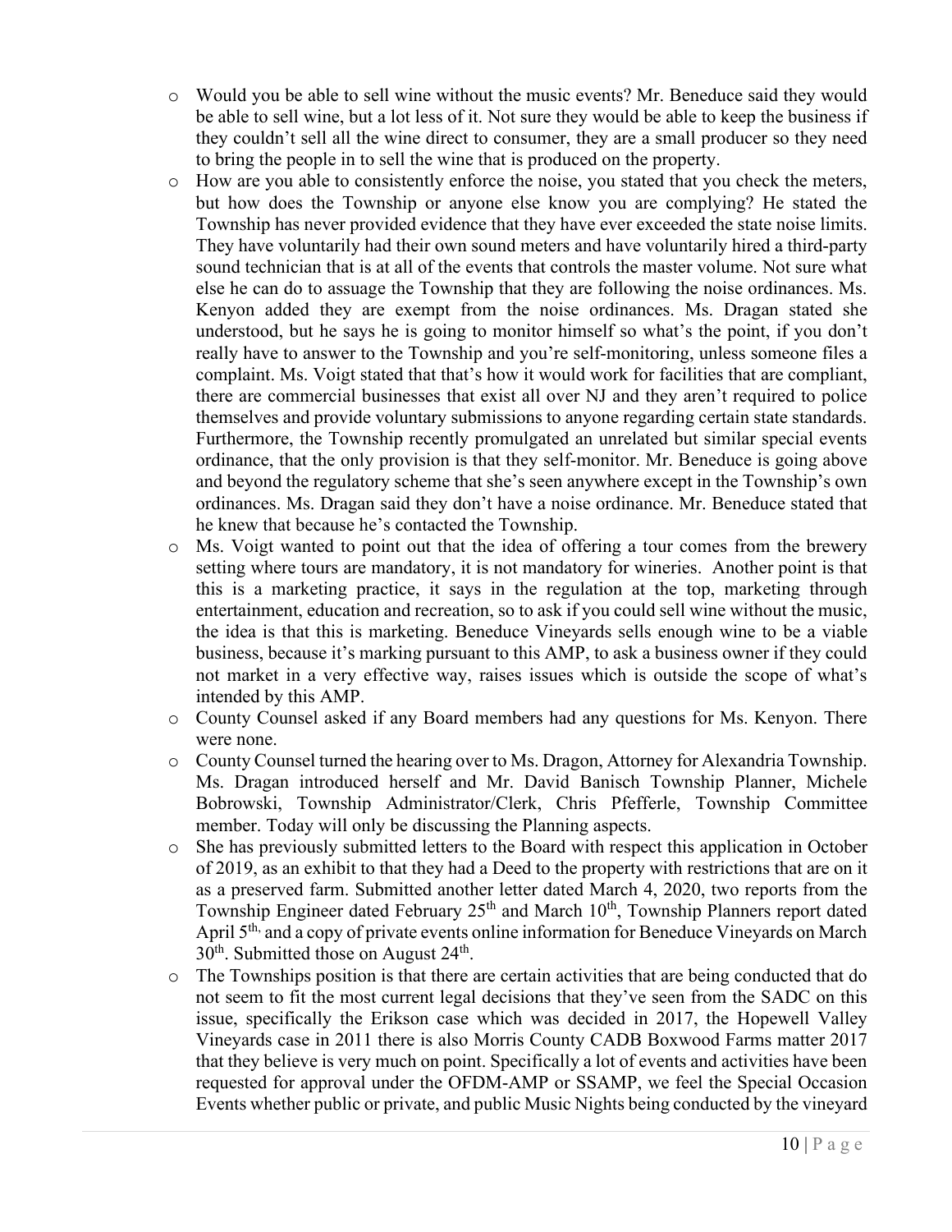- Would you be able to sell wine without the music events? Mr. Beneduce said they would be able to sell wine, but a lot less of it. Not sure they would be able to keep the business if they couldn't sell all the wine direct to consumer, they are a small producer so they need to bring the people in to sell the wine that is produced on the property.
- How are you able to consistently enforce the noise, you stated that you check the meters, but how does the Township or anyone else know you are complying? He stated the Township has never provided evidence that they have ever exceeded the state noise limits. They have voluntarily had their own sound meters and have voluntarily hired a third-party sound technician that is at all of the events that controls the master volume. Not sure what else he can do to assuage the Township that they are following the noise ordinances. Ms. Kenyon added they are exempt from the noise ordinances. Ms. Dragan stated she understood, but he says he is going to monitor himself so what's the point, if you don't really have to answer to the Township and you're self-monitoring, unless someone files a complaint. Ms. Voigt stated that that's how it would work for facilities that are compliant, there are commercial businesses that exist all over NJ and they aren't required to police themselves and provide voluntary submissions to anyone regarding certain state standards. Furthermore, the Township recently promulgated an unrelated but similar special events ordinance, that the only provision is that they self-monitor. Mr. Beneduce is going above and beyond the regulatory scheme that she's seen anywhere except in the Township's own ordinances. Ms. Dragan said they don't have a noise ordinance. Mr. Beneduce stated that he knew that because he's contacted the Township.
- Ms. Voigt wanted to point out that the idea of offering a tour comes from the brewery setting where tours are mandatory, it is not mandatory for wineries. Another point is that this is a marketing practice, it says in the regulation at the top, marketing through entertainment, education and recreation, so to ask if you could sell wine without the music, the idea is that this is marketing. Beneduce Vineyards sells enough wine to be a viable business, because it's marking pursuant to this AMP, to ask a business owner if they could not market in a very effective way, raises issues which is outside the scope of what's intended by this AMP.
- County Counsel asked if any Board members had any questions for Ms. Kenyon. There were none.
- County Counsel turned the hearing over to Ms. Dragon, Attorney for Alexandria Township. Ms. Dragan introduced herself and Mr. David Banisch Township Planner, Michele Bobrowski, Township Administrator/Clerk, Chris Pfefferle, Township Committee member. Today will only be discussing the Planning aspects.
- She has previously submitted letters to the Board with respect this application in October of 2019, as an exhibit to that they had a Deed to the property with restrictions that are on it as a preserved farm. Submitted another letter dated March 4, 2020, two reports from the Township Engineer dated February 25th and March 10th, Township Planners report dated April 5th, and a copy of private events online information for Beneduce Vineyards on March 30th. Submitted those on August 24th.
- The Townships position is that there are certain activities that are being conducted that do not seem to fit the most current legal decisions that they've seen from the SADC on this issue, specifically the Erikson case which was decided in 2017, the Hopewell Valley Vineyards case in 2011 there is also Morris County CADB Boxwood Farms matter 2017 that they believe is very much on point. Specifically a lot of events and activities have been requested for approval under the OFDM-AMP or SSAMP, we feel the Special Occasion Events whether public or private, and public Music Nights being conducted by the vineyard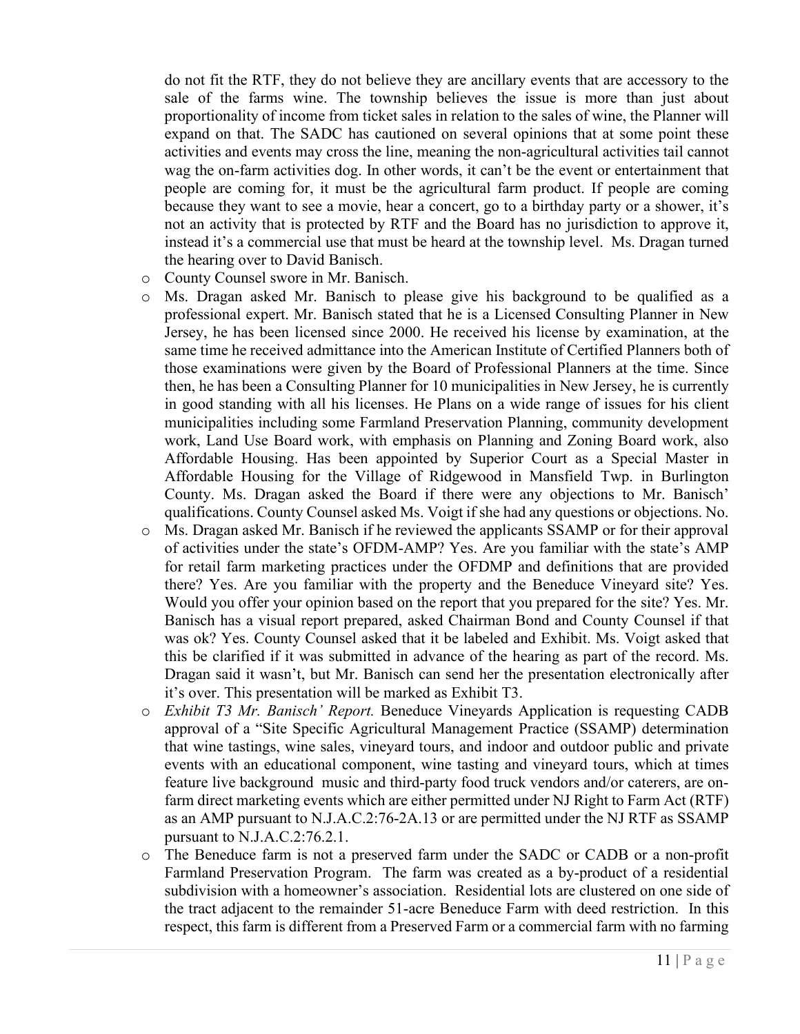do not fit the RTF, they do not believe they are ancillary events that are accessory to the sale of the farms wine. The township believes the issue is more than just about proportionality of income from ticket sales in relation to the sales of wine, the Planner will expand on that. The SADC has cautioned on several opinions that at some point these activities and events may cross the line, meaning the non-agricultural activities tail cannot wag the on-farm activities dog. In other words, it can't be the event or entertainment that people are coming for, it must be the agricultural farm product. If people are coming because they want to see a movie, hear a concert, go to a birthday party or a shower, it's not an activity that is protected by RTF and the Board has no jurisdiction to approve it, instead it's a commercial use that must be heard at the township level. Ms. Dragan turned the hearing over to David Banisch.

- County Counsel swore in Mr. Banisch.
- Ms. Dragan asked Mr. Banisch to please give his background to be qualified as a professional expert. Mr. Banisch stated that he is a Licensed Consulting Planner in New Jersey, he has been licensed since 2000. He received his license by examination, at the same time he received admittance into the American Institute of Certified Planners both of those examinations were given by the Board of Professional Planners at the time. Since then, he has been a Consulting Planner for 10 municipalities in New Jersey, he is currently in good standing with all his licenses. He Plans on a wide range of issues for his client municipalities including some Farmland Preservation Planning, community development work, Land Use Board work, with emphasis on Planning and Zoning Board work, also Affordable Housing. Has been appointed by Superior Court as a Special Master in Affordable Housing for the Village of Ridgewood in Mansfield Twp. in Burlington County. Ms. Dragan asked the Board if there were any objections to Mr. Banisch' qualifications. County Counsel asked Ms. Voigt if she had any questions or objections. No.
- Ms. Dragan asked Mr. Banisch if he reviewed the applicants SSAMP or for their approval of activities under the state's OFDM-AMP? Yes. Are you familiar with the state's AMP for retail farm marketing practices under the OFDMP and definitions that are provided there? Yes. Are you familiar with the property and the Beneduce Vineyard site? Yes. Would you offer your opinion based on the report that you prepared for the site? Yes. Mr. Banisch has a visual report prepared, asked Chairman Bond and County Counsel if that was ok? Yes. County Counsel asked that it be labeled and Exhibit. Ms. Voigt asked that this be clarified if it was submitted in advance of the hearing as part of the record. Ms. Dragan said it wasn't, but Mr. Banisch can send her the presentation electronically after it's over. This presentation will be marked as Exhibit T3.
- *Exhibit T3 Mr. Banisch' Report.* Beneduce Vineyards Application is requesting CADB approval of a "Site Specific Agricultural Management Practice (SSAMP) determination that wine tastings, wine sales, vineyard tours, and indoor and outdoor public and private events with an educational component, wine tasting and vineyard tours, which at times feature live background music and third-party food truck vendors and/or caterers, are on-farm direct marketing events which are either permitted under NJ Right to Farm Act (RTF) as an AMP pursuant to N.J.A.C.2:76-2A.13 or are permitted under the NJ RTF as SSAMP pursuant to N.J.A.C.2:76.2.1.
- The Beneduce farm is not a preserved farm under the SADC or CADB or a non-profit Farmland Preservation Program. The farm was created as a by-product of a residential subdivision with a homeowner's association. Residential lots are clustered on one side of the tract adjacent to the remainder 51-acre Beneduce Farm with deed restriction. In this respect, this farm is different from a Preserved Farm or a commercial farm with no farming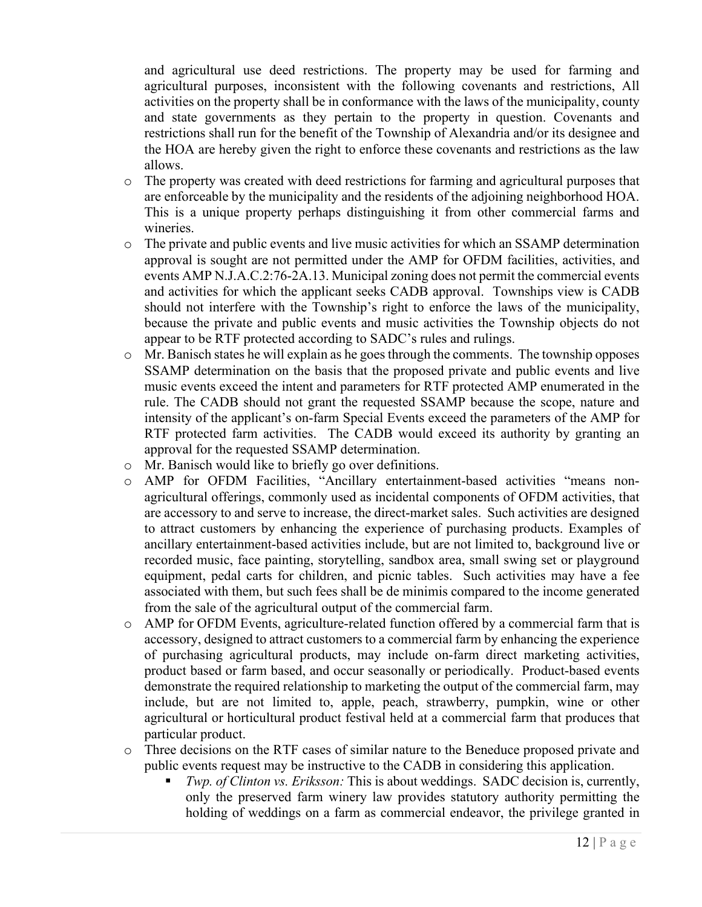and agricultural use deed restrictions. The property may be used for farming and agricultural purposes, inconsistent with the following covenants and restrictions, All activities on the property shall be in conformance with the laws of the municipality, county and state governments as they pertain to the property in question. Covenants and restrictions shall run for the benefit of the Township of Alexandria and/or its designee and the HOA are hereby given the right to enforce these covenants and restrictions as the law allows.

- The property was created with deed restrictions for farming and agricultural purposes that are enforceable by the municipality and the residents of the adjoining neighborhood HOA. This is a unique property perhaps distinguishing it from other commercial farms and wineries.
- The private and public events and live music activities for which an SSAMP determination approval is sought are not permitted under the AMP for OFDM facilities, activities, and events AMP N.J.A.C.2:76-2A.13. Municipal zoning does not permit the commercial events and activities for which the applicant seeks CADB approval. Townships view is CADB should not interfere with the Township's right to enforce the laws of the municipality, because the private and public events and music activities the Township objects do not appear to be RTF protected according to SADC's rules and rulings.
- Mr. Banisch states he will explain as he goes through the comments. The township opposes SSAMP determination on the basis that the proposed private and public events and live music events exceed the intent and parameters for RTF protected AMP enumerated in the rule. The CADB should not grant the requested SSAMP because the scope, nature and intensity of the applicant's on-farm Special Events exceed the parameters of the AMP for RTF protected farm activities. The CADB would exceed its authority by granting an approval for the requested SSAMP determination.
- Mr. Banisch would like to briefly go over definitions.
- AMP for OFDM Facilities, "Ancillary entertainment-based activities "means non-agricultural offerings, commonly used as incidental components of OFDM activities, that are accessory to and serve to increase, the direct-market sales. Such activities are designed to attract customers by enhancing the experience of purchasing products. Examples of ancillary entertainment-based activities include, but are not limited to, background live or recorded music, face painting, storytelling, sandbox area, small swing set or playground equipment, pedal carts for children, and picnic tables. Such activities may have a fee associated with them, but such fees shall be de minimis compared to the income generated from the sale of the agricultural output of the commercial farm.
- AMP for OFDM Events, agriculture-related function offered by a commercial farm that is accessory, designed to attract customers to a commercial farm by enhancing the experience of purchasing agricultural products, may include on-farm direct marketing activities, product based or farm based, and occur seasonally or periodically. Product-based events demonstrate the required relationship to marketing the output of the commercial farm, may include, but are not limited to, apple, peach, strawberry, pumpkin, wine or other agricultural or horticultural product festival held at a commercial farm that produces that particular product.
- Three decisions on the RTF cases of similar nature to the Beneduce proposed private and public events request may be instructive to the CADB in considering this application.
  - *Twp. of Clinton vs. Eriksson:* This is about weddings. SADC decision is, currently, only the preserved farm winery law provides statutory authority permitting the holding of weddings on a farm as commercial endeavor, the privilege granted in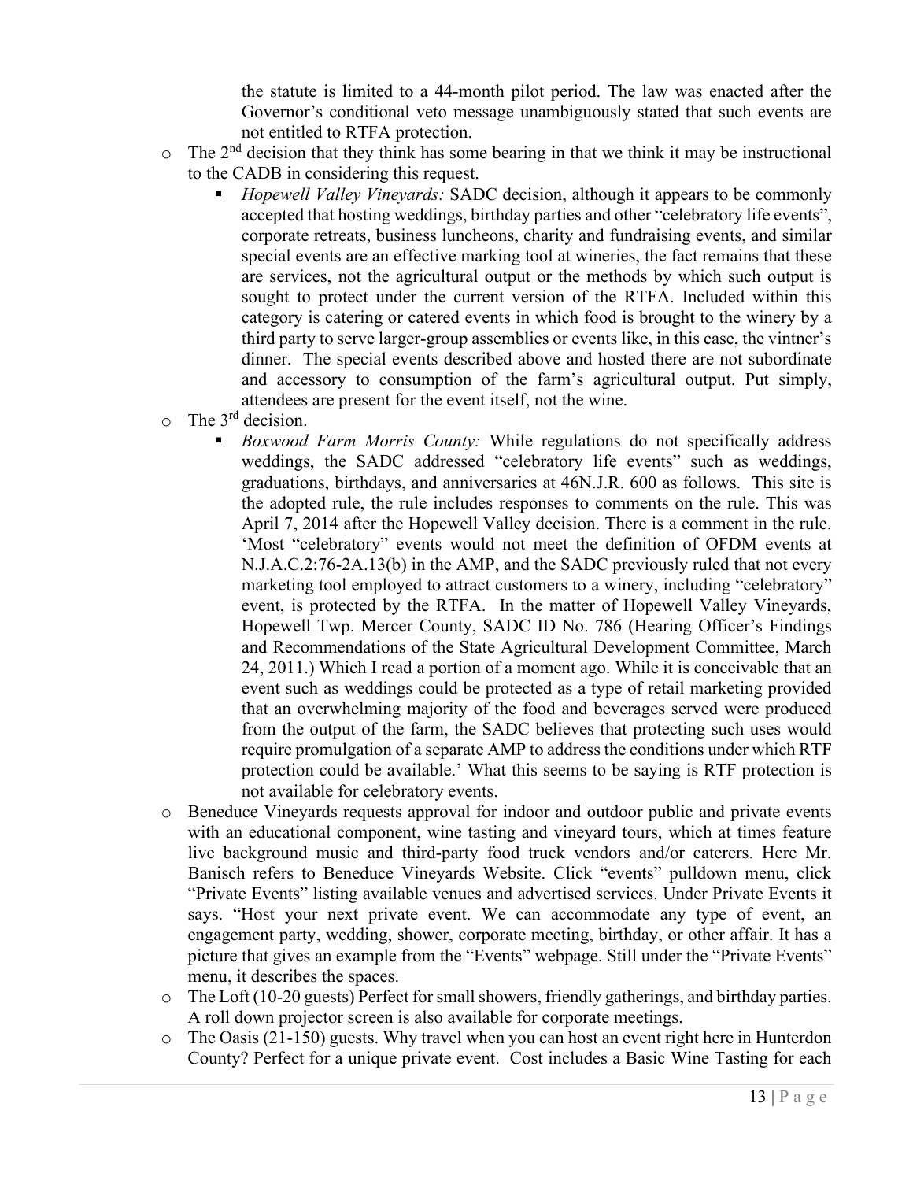the statute is limited to a 44-month pilot period. The law was enacted after the Governor's conditional veto message unambiguously stated that such events are not entitled to RTFA protection.

- The 2nd decision that they think has some bearing in that we think it may be instructional to the CADB in considering this request.
  - *Hopewell Valley Vineyards:* SADC decision, although it appears to be commonly accepted that hosting weddings, birthday parties and other "celebratory life events", corporate retreats, business luncheons, charity and fundraising events, and similar special events are an effective marking tool at wineries, the fact remains that these are services, not the agricultural output or the methods by which such output is sought to protect under the current version of the RTFA. Included within this category is catering or catered events in which food is brought to the winery by a third party to serve larger-group assemblies or events like, in this case, the vintner's dinner. The special events described above and hosted there are not subordinate and accessory to consumption of the farm's agricultural output. Put simply, attendees are present for the event itself, not the wine.
- The 3rd decision.
  - *Boxwood Farm Morris County:* While regulations do not specifically address weddings, the SADC addressed "celebratory life events" such as weddings, graduations, birthdays, and anniversaries at 46N.J.R. 600 as follows. This site is the adopted rule, the rule includes responses to comments on the rule. This was April 7, 2014 after the Hopewell Valley decision. There is a comment in the rule. 'Most "celebratory" events would not meet the definition of OFDM events at N.J.A.C.2:76-2A.13(b) in the AMP, and the SADC previously ruled that not every marketing tool employed to attract customers to a winery, including "celebratory" event, is protected by the RTFA. In the matter of Hopewell Valley Vineyards, Hopewell Twp. Mercer County, SADC ID No. 786 (Hearing Officer's Findings and Recommendations of the State Agricultural Development Committee, March 24, 2011.) Which I read a portion of a moment ago. While it is conceivable that an event such as weddings could be protected as a type of retail marketing provided that an overwhelming majority of the food and beverages served were produced from the output of the farm, the SADC believes that protecting such uses would require promulgation of a separate AMP to address the conditions under which RTF protection could be available.' What this seems to be saying is RTF protection is not available for celebratory events.
- Beneduce Vineyards requests approval for indoor and outdoor public and private events with an educational component, wine tasting and vineyard tours, which at times feature live background music and third-party food truck vendors and/or caterers. Here Mr. Banisch refers to Beneduce Vineyards Website. Click "events" pulldown menu, click "Private Events" listing available venues and advertised services. Under Private Events it says. "Host your next private event. We can accommodate any type of event, an engagement party, wedding, shower, corporate meeting, birthday, or other affair. It has a picture that gives an example from the "Events" webpage. Still under the "Private Events" menu, it describes the spaces.
- The Loft (10-20 guests) Perfect for small showers, friendly gatherings, and birthday parties. A roll down projector screen is also available for corporate meetings.
- The Oasis (21-150) guests. Why travel when you can host an event right here in Hunterdon County? Perfect for a unique private event. Cost includes a Basic Wine Tasting for each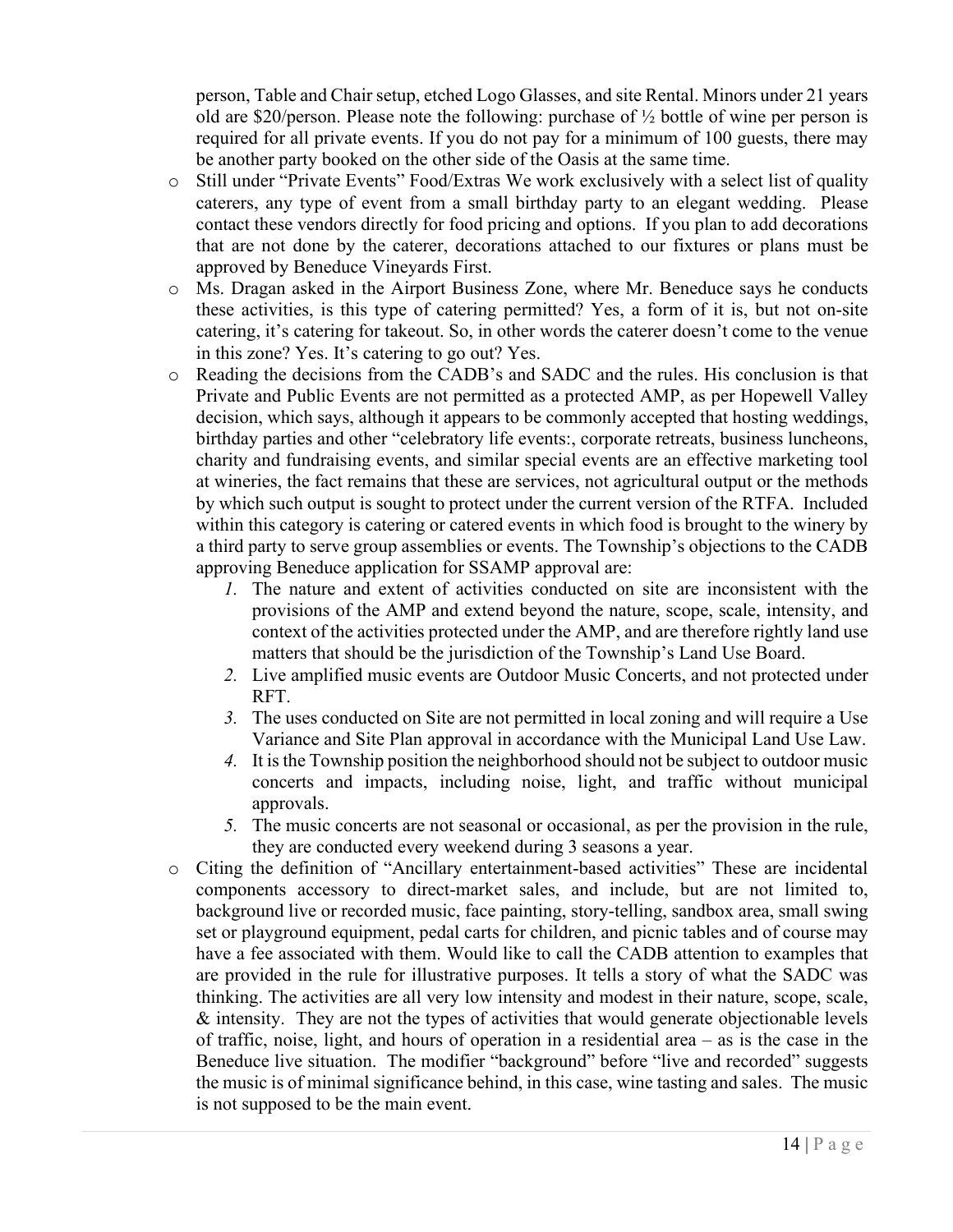person, Table and Chair setup, etched Logo Glasses, and site Rental. Minors under 21 years old are $20/person. Please note the following: purchase of ½ bottle of wine per person is required for all private events. If you do not pay for a minimum of 100 guests, there may be another party booked on the other side of the Oasis at the same time.

- Still under "Private Events" Food/Extras We work exclusively with a select list of quality caterers, any type of event from a small birthday party to an elegant wedding. Please contact these vendors directly for food pricing and options. If you plan to add decorations that are not done by the caterer, decorations attached to our fixtures or plans must be approved by Beneduce Vineyards First.
- Ms. Dragan asked in the Airport Business Zone, where Mr. Beneduce says he conducts these activities, is this type of catering permitted? Yes, a form of it is, but not on-site catering, it's catering for takeout. So, in other words the caterer doesn't come to the venue in this zone? Yes. It's catering to go out? Yes.
- Reading the decisions from the CADB's and SADC and the rules. His conclusion is that Private and Public Events are not permitted as a protected AMP, as per Hopewell Valley decision, which says, although it appears to be commonly accepted that hosting weddings, birthday parties and other "celebratory life events:, corporate retreats, business luncheons, charity and fundraising events, and similar special events are an effective marketing tool at wineries, the fact remains that these are services, not agricultural output or the methods by which such output is sought to protect under the current version of the RTFA. Included within this category is catering or catered events in which food is brought to the winery by a third party to serve group assemblies or events. The Township's objections to the CADB approving Beneduce application for SSAMP approval are:
  1. The nature and extent of activities conducted on site are inconsistent with the provisions of the AMP and extend beyond the nature, scope, scale, intensity, and context of the activities protected under the AMP, and are therefore rightly land use matters that should be the jurisdiction of the Township's Land Use Board.
  2. Live amplified music events are Outdoor Music Concerts, and not protected under RFT.
  3. The uses conducted on Site are not permitted in local zoning and will require a Use Variance and Site Plan approval in accordance with the Municipal Land Use Law.
  4. It is the Township position the neighborhood should not be subject to outdoor music concerts and impacts, including noise, light, and traffic without municipal approvals.
  5. The music concerts are not seasonal or occasional, as per the provision in the rule, they are conducted every weekend during 3 seasons a year.
- Citing the definition of "Ancillary entertainment-based activities" These are incidental components accessory to direct-market sales, and include, but are not limited to, background live or recorded music, face painting, story-telling, sandbox area, small swing set or playground equipment, pedal carts for children, and picnic tables and of course may have a fee associated with them. Would like to call the CADB attention to examples that are provided in the rule for illustrative purposes. It tells a story of what the SADC was thinking. The activities are all very low intensity and modest in their nature, scope, scale, & intensity. They are not the types of activities that would generate objectionable levels of traffic, noise, light, and hours of operation in a residential area – as is the case in the Beneduce live situation. The modifier "background" before "live and recorded" suggests the music is of minimal significance behind, in this case, wine tasting and sales. The music is not supposed to be the main event.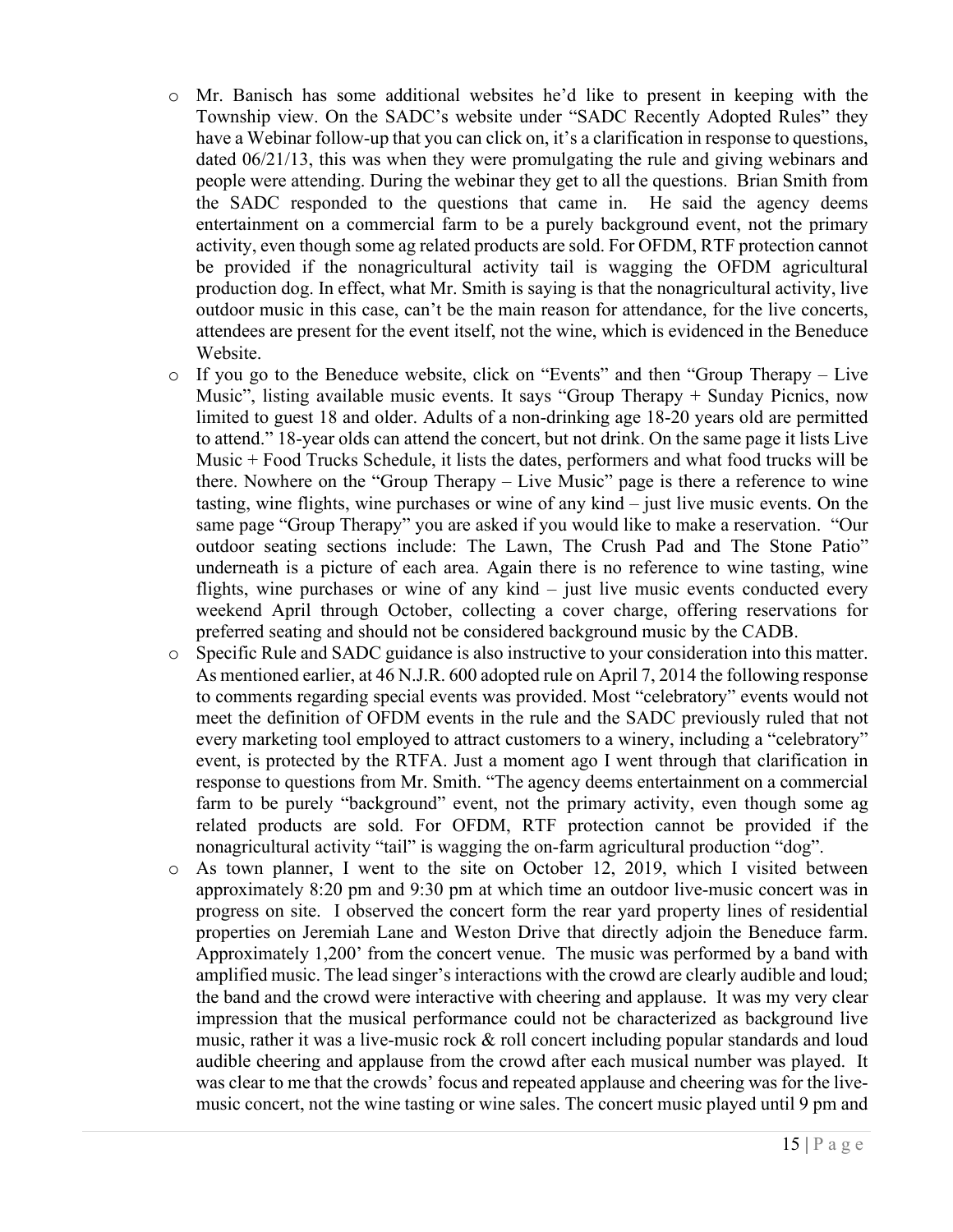- Mr. Banisch has some additional websites he'd like to present in keeping with the Township view. On the SADC's website under "SADC Recently Adopted Rules" they have a Webinar follow-up that you can click on, it's a clarification in response to questions, dated 06/21/13, this was when they were promulgating the rule and giving webinars and people were attending. During the webinar they get to all the questions. Brian Smith from the SADC responded to the questions that came in. He said the agency deems entertainment on a commercial farm to be a purely background event, not the primary activity, even though some ag related products are sold. For OFDM, RTF protection cannot be provided if the nonagricultural activity tail is wagging the OFDM agricultural production dog. In effect, what Mr. Smith is saying is that the nonagricultural activity, live outdoor music in this case, can't be the main reason for attendance, for the live concerts, attendees are present for the event itself, not the wine, which is evidenced in the Beneduce Website.
- If you go to the Beneduce website, click on "Events" and then "Group Therapy – Live Music", listing available music events. It says "Group Therapy + Sunday Picnics, now limited to guest 18 and older. Adults of a non-drinking age 18-20 years old are permitted to attend." 18-year olds can attend the concert, but not drink. On the same page it lists Live Music + Food Trucks Schedule, it lists the dates, performers and what food trucks will be there. Nowhere on the "Group Therapy – Live Music" page is there a reference to wine tasting, wine flights, wine purchases or wine of any kind – just live music events. On the same page "Group Therapy" you are asked if you would like to make a reservation. "Our outdoor seating sections include: The Lawn, The Crush Pad and The Stone Patio" underneath is a picture of each area. Again there is no reference to wine tasting, wine flights, wine purchases or wine of any kind – just live music events conducted every weekend April through October, collecting a cover charge, offering reservations for preferred seating and should not be considered background music by the CADB.
- Specific Rule and SADC guidance is also instructive to your consideration into this matter. As mentioned earlier, at 46 N.J.R. 600 adopted rule on April 7, 2014 the following response to comments regarding special events was provided. Most "celebratory" events would not meet the definition of OFDM events in the rule and the SADC previously ruled that not every marketing tool employed to attract customers to a winery, including a "celebratory" event, is protected by the RTFA. Just a moment ago I went through that clarification in response to questions from Mr. Smith. "The agency deems entertainment on a commercial farm to be purely "background" event, not the primary activity, even though some ag related products are sold. For OFDM, RTF protection cannot be provided if the nonagricultural activity "tail" is wagging the on-farm agricultural production "dog".
- As town planner, I went to the site on October 12, 2019, which I visited between approximately 8:20 pm and 9:30 pm at which time an outdoor live-music concert was in progress on site. I observed the concert form the rear yard property lines of residential properties on Jeremiah Lane and Weston Drive that directly adjoin the Beneduce farm. Approximately 1,200' from the concert venue. The music was performed by a band with amplified music. The lead singer's interactions with the crowd are clearly audible and loud; the band and the crowd were interactive with cheering and applause. It was my very clear impression that the musical performance could not be characterized as background live music, rather it was a live-music rock & roll concert including popular standards and loud audible cheering and applause from the crowd after each musical number was played. It was clear to me that the crowds' focus and repeated applause and cheering was for the live-music concert, not the wine tasting or wine sales. The concert music played until 9 pm and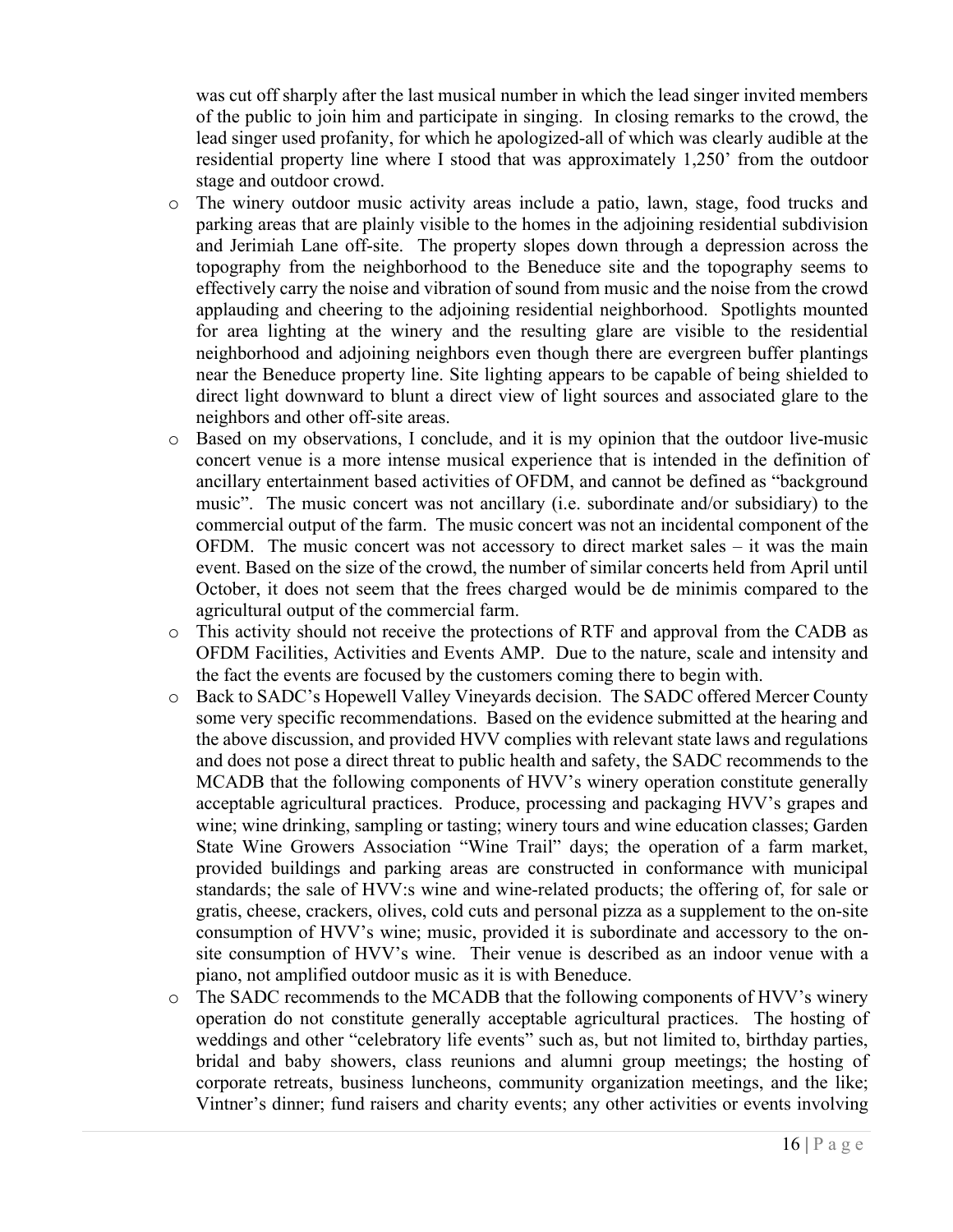was cut off sharply after the last musical number in which the lead singer invited members of the public to join him and participate in singing. In closing remarks to the crowd, the lead singer used profanity, for which he apologized-all of which was clearly audible at the residential property line where I stood that was approximately 1,250' from the outdoor stage and outdoor crowd.

- The winery outdoor music activity areas include a patio, lawn, stage, food trucks and parking areas that are plainly visible to the homes in the adjoining residential subdivision and Jerimiah Lane off-site. The property slopes down through a depression across the topography from the neighborhood to the Beneduce site and the topography seems to effectively carry the noise and vibration of sound from music and the noise from the crowd applauding and cheering to the adjoining residential neighborhood. Spotlights mounted for area lighting at the winery and the resulting glare are visible to the residential neighborhood and adjoining neighbors even though there are evergreen buffer plantings near the Beneduce property line. Site lighting appears to be capable of being shielded to direct light downward to blunt a direct view of light sources and associated glare to the neighbors and other off-site areas.
- Based on my observations, I conclude, and it is my opinion that the outdoor live-music concert venue is a more intense musical experience that is intended in the definition of ancillary entertainment based activities of OFDM, and cannot be defined as "background music". The music concert was not ancillary (i.e. subordinate and/or subsidiary) to the commercial output of the farm. The music concert was not an incidental component of the OFDM. The music concert was not accessory to direct market sales – it was the main event. Based on the size of the crowd, the number of similar concerts held from April until October, it does not seem that the frees charged would be de minimis compared to the agricultural output of the commercial farm.
- This activity should not receive the protections of RTF and approval from the CADB as OFDM Facilities, Activities and Events AMP. Due to the nature, scale and intensity and the fact the events are focused by the customers coming there to begin with.
- Back to SADC's Hopewell Valley Vineyards decision. The SADC offered Mercer County some very specific recommendations. Based on the evidence submitted at the hearing and the above discussion, and provided HVV complies with relevant state laws and regulations and does not pose a direct threat to public health and safety, the SADC recommends to the MCADB that the following components of HVV's winery operation constitute generally acceptable agricultural practices. Produce, processing and packaging HVV's grapes and wine; wine drinking, sampling or tasting; winery tours and wine education classes; Garden State Wine Growers Association "Wine Trail" days; the operation of a farm market, provided buildings and parking areas are constructed in conformance with municipal standards; the sale of HVV:s wine and wine-related products; the offering of, for sale or gratis, cheese, crackers, olives, cold cuts and personal pizza as a supplement to the on-site consumption of HVV's wine; music, provided it is subordinate and accessory to the on-site consumption of HVV's wine. Their venue is described as an indoor venue with a piano, not amplified outdoor music as it is with Beneduce.
- The SADC recommends to the MCADB that the following components of HVV's winery operation do not constitute generally acceptable agricultural practices. The hosting of weddings and other "celebratory life events" such as, but not limited to, birthday parties, bridal and baby showers, class reunions and alumni group meetings; the hosting of corporate retreats, business luncheons, community organization meetings, and the like; Vintner's dinner; fund raisers and charity events; any other activities or events involving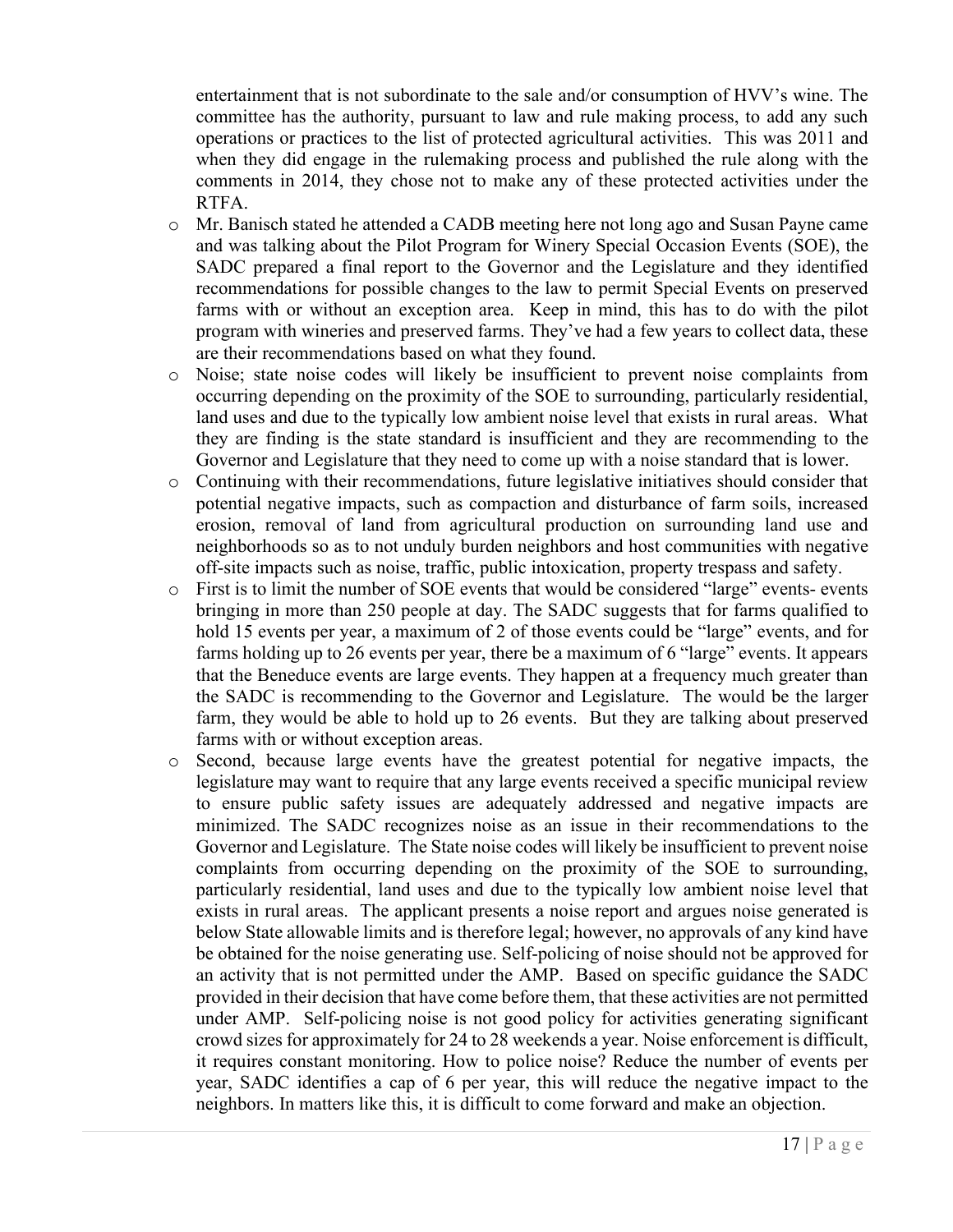entertainment that is not subordinate to the sale and/or consumption of HVV's wine. The committee has the authority, pursuant to law and rule making process, to add any such operations or practices to the list of protected agricultural activities. This was 2011 and when they did engage in the rulemaking process and published the rule along with the comments in 2014, they chose not to make any of these protected activities under the RTFA.

- Mr. Banisch stated he attended a CADB meeting here not long ago and Susan Payne came and was talking about the Pilot Program for Winery Special Occasion Events (SOE), the SADC prepared a final report to the Governor and the Legislature and they identified recommendations for possible changes to the law to permit Special Events on preserved farms with or without an exception area. Keep in mind, this has to do with the pilot program with wineries and preserved farms. They've had a few years to collect data, these are their recommendations based on what they found.
- Noise; state noise codes will likely be insufficient to prevent noise complaints from occurring depending on the proximity of the SOE to surrounding, particularly residential, land uses and due to the typically low ambient noise level that exists in rural areas. What they are finding is the state standard is insufficient and they are recommending to the Governor and Legislature that they need to come up with a noise standard that is lower.
- Continuing with their recommendations, future legislative initiatives should consider that potential negative impacts, such as compaction and disturbance of farm soils, increased erosion, removal of land from agricultural production on surrounding land use and neighborhoods so as to not unduly burden neighbors and host communities with negative off-site impacts such as noise, traffic, public intoxication, property trespass and safety.
- First is to limit the number of SOE events that would be considered "large" events- events bringing in more than 250 people at day. The SADC suggests that for farms qualified to hold 15 events per year, a maximum of 2 of those events could be "large" events, and for farms holding up to 26 events per year, there be a maximum of 6 "large" events. It appears that the Beneduce events are large events. They happen at a frequency much greater than the SADC is recommending to the Governor and Legislature. The would be the larger farm, they would be able to hold up to 26 events. But they are talking about preserved farms with or without exception areas.
- Second, because large events have the greatest potential for negative impacts, the legislature may want to require that any large events received a specific municipal review to ensure public safety issues are adequately addressed and negative impacts are minimized. The SADC recognizes noise as an issue in their recommendations to the Governor and Legislature. The State noise codes will likely be insufficient to prevent noise complaints from occurring depending on the proximity of the SOE to surrounding, particularly residential, land uses and due to the typically low ambient noise level that exists in rural areas. The applicant presents a noise report and argues noise generated is below State allowable limits and is therefore legal; however, no approvals of any kind have be obtained for the noise generating use. Self-policing of noise should not be approved for an activity that is not permitted under the AMP. Based on specific guidance the SADC provided in their decision that have come before them, that these activities are not permitted under AMP. Self-policing noise is not good policy for activities generating significant crowd sizes for approximately for 24 to 28 weekends a year. Noise enforcement is difficult, it requires constant monitoring. How to police noise? Reduce the number of events per year, SADC identifies a cap of 6 per year, this will reduce the negative impact to the neighbors. In matters like this, it is difficult to come forward and make an objection.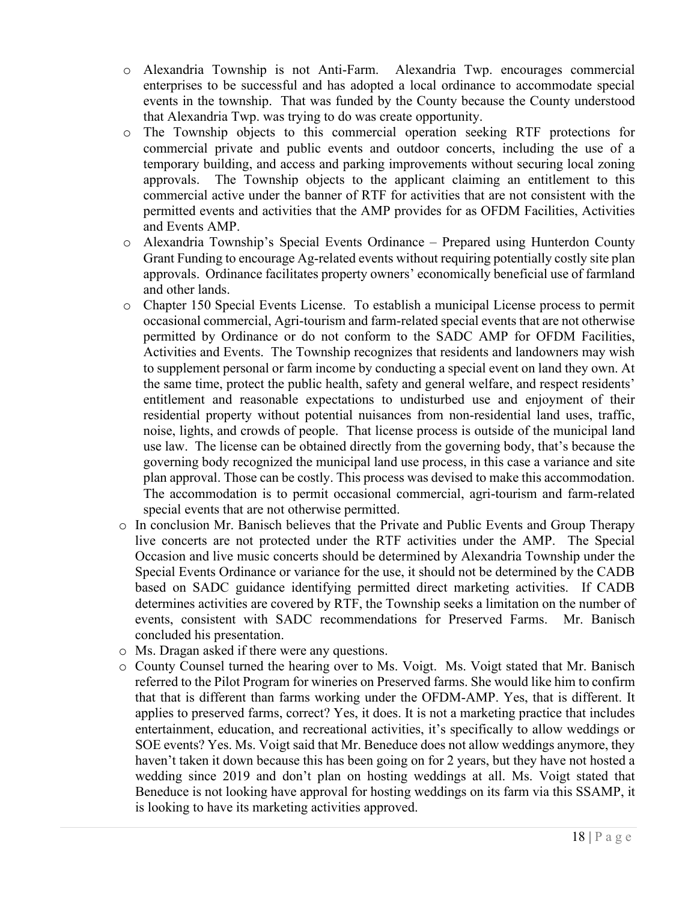- Alexandria Township is not Anti-Farm. Alexandria Twp. encourages commercial enterprises to be successful and has adopted a local ordinance to accommodate special events in the township. That was funded by the County because the County understood that Alexandria Twp. was trying to do was create opportunity.
- The Township objects to this commercial operation seeking RTF protections for commercial private and public events and outdoor concerts, including the use of a temporary building, and access and parking improvements without securing local zoning approvals. The Township objects to the applicant claiming an entitlement to this commercial active under the banner of RTF for activities that are not consistent with the permitted events and activities that the AMP provides for as OFDM Facilities, Activities and Events AMP.
- Alexandria Township's Special Events Ordinance – Prepared using Hunterdon County Grant Funding to encourage Ag-related events without requiring potentially costly site plan approvals. Ordinance facilitates property owners' economically beneficial use of farmland and other lands.
- Chapter 150 Special Events License. To establish a municipal License process to permit occasional commercial, Agri-tourism and farm-related special events that are not otherwise permitted by Ordinance or do not conform to the SADC AMP for OFDM Facilities, Activities and Events. The Township recognizes that residents and landowners may wish to supplement personal or farm income by conducting a special event on land they own. At the same time, protect the public health, safety and general welfare, and respect residents' entitlement and reasonable expectations to undisturbed use and enjoyment of their residential property without potential nuisances from non-residential land uses, traffic, noise, lights, and crowds of people. That license process is outside of the municipal land use law. The license can be obtained directly from the governing body, that's because the governing body recognized the municipal land use process, in this case a variance and site plan approval. Those can be costly. This process was devised to make this accommodation. The accommodation is to permit occasional commercial, agri-tourism and farm-related special events that are not otherwise permitted.
- In conclusion Mr. Banisch believes that the Private and Public Events and Group Therapy live concerts are not protected under the RTF activities under the AMP. The Special Occasion and live music concerts should be determined by Alexandria Township under the Special Events Ordinance or variance for the use, it should not be determined by the CADB based on SADC guidance identifying permitted direct marketing activities. If CADB determines activities are covered by RTF, the Township seeks a limitation on the number of events, consistent with SADC recommendations for Preserved Farms. Mr. Banisch concluded his presentation.
- Ms. Dragan asked if there were any questions.
- County Counsel turned the hearing over to Ms. Voigt. Ms. Voigt stated that Mr. Banisch referred to the Pilot Program for wineries on Preserved farms. She would like him to confirm that that is different than farms working under the OFDM-AMP. Yes, that is different. It applies to preserved farms, correct? Yes, it does. It is not a marketing practice that includes entertainment, education, and recreational activities, it's specifically to allow weddings or SOE events? Yes. Ms. Voigt said that Mr. Beneduce does not allow weddings anymore, they haven't taken it down because this has been going on for 2 years, but they have not hosted a wedding since 2019 and don't plan on hosting weddings at all. Ms. Voigt stated that Beneduce is not looking have approval for hosting weddings on its farm via this SSAMP, it is looking to have its marketing activities approved.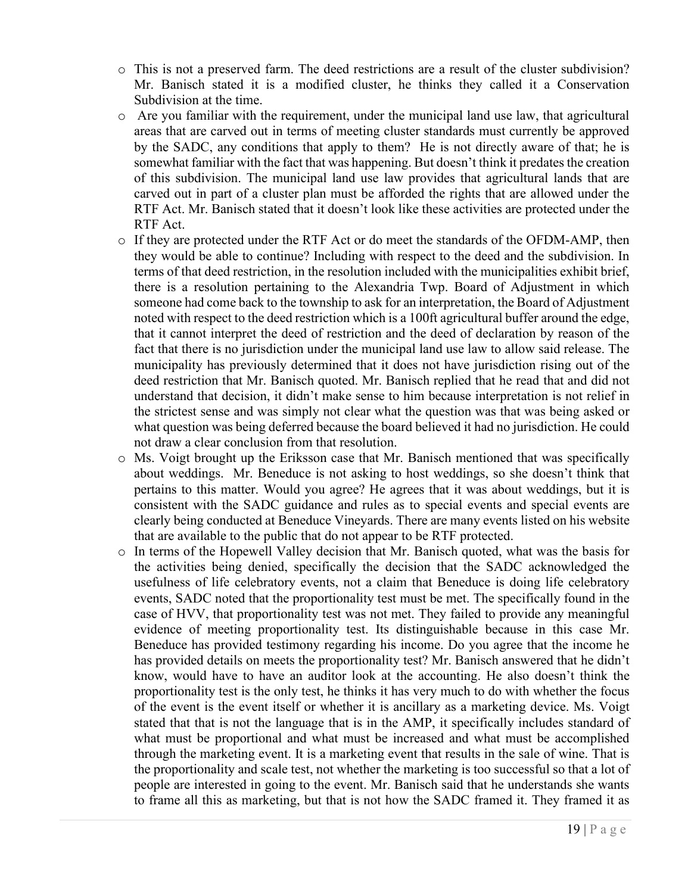- This is not a preserved farm. The deed restrictions are a result of the cluster subdivision? Mr. Banisch stated it is a modified cluster, he thinks they called it a Conservation Subdivision at the time.
- Are you familiar with the requirement, under the municipal land use law, that agricultural areas that are carved out in terms of meeting cluster standards must currently be approved by the SADC, any conditions that apply to them? He is not directly aware of that; he is somewhat familiar with the fact that was happening. But doesn't think it predates the creation of this subdivision. The municipal land use law provides that agricultural lands that are carved out in part of a cluster plan must be afforded the rights that are allowed under the RTF Act. Mr. Banisch stated that it doesn't look like these activities are protected under the RTF Act.
- If they are protected under the RTF Act or do meet the standards of the OFDM-AMP, then they would be able to continue? Including with respect to the deed and the subdivision. In terms of that deed restriction, in the resolution included with the municipalities exhibit brief, there is a resolution pertaining to the Alexandria Twp. Board of Adjustment in which someone had come back to the township to ask for an interpretation, the Board of Adjustment noted with respect to the deed restriction which is a 100ft agricultural buffer around the edge, that it cannot interpret the deed of restriction and the deed of declaration by reason of the fact that there is no jurisdiction under the municipal land use law to allow said release. The municipality has previously determined that it does not have jurisdiction rising out of the deed restriction that Mr. Banisch quoted. Mr. Banisch replied that he read that and did not understand that decision, it didn't make sense to him because interpretation is not relief in the strictest sense and was simply not clear what the question was that was being asked or what question was being deferred because the board believed it had no jurisdiction. He could not draw a clear conclusion from that resolution.
- Ms. Voigt brought up the Eriksson case that Mr. Banisch mentioned that was specifically about weddings. Mr. Beneduce is not asking to host weddings, so she doesn't think that pertains to this matter. Would you agree? He agrees that it was about weddings, but it is consistent with the SADC guidance and rules as to special events and special events are clearly being conducted at Beneduce Vineyards. There are many events listed on his website that are available to the public that do not appear to be RTF protected.
- In terms of the Hopewell Valley decision that Mr. Banisch quoted, what was the basis for the activities being denied, specifically the decision that the SADC acknowledged the usefulness of life celebratory events, not a claim that Beneduce is doing life celebratory events, SADC noted that the proportionality test must be met. The specifically found in the case of HVV, that proportionality test was not met. They failed to provide any meaningful evidence of meeting proportionality test. Its distinguishable because in this case Mr. Beneduce has provided testimony regarding his income. Do you agree that the income he has provided details on meets the proportionality test? Mr. Banisch answered that he didn't know, would have to have an auditor look at the accounting. He also doesn't think the proportionality test is the only test, he thinks it has very much to do with whether the focus of the event is the event itself or whether it is ancillary as a marketing device. Ms. Voigt stated that that is not the language that is in the AMP, it specifically includes standard of what must be proportional and what must be increased and what must be accomplished through the marketing event. It is a marketing event that results in the sale of wine. That is the proportionality and scale test, not whether the marketing is too successful so that a lot of people are interested in going to the event. Mr. Banisch said that he understands she wants to frame all this as marketing, but that is not how the SADC framed it. They framed it as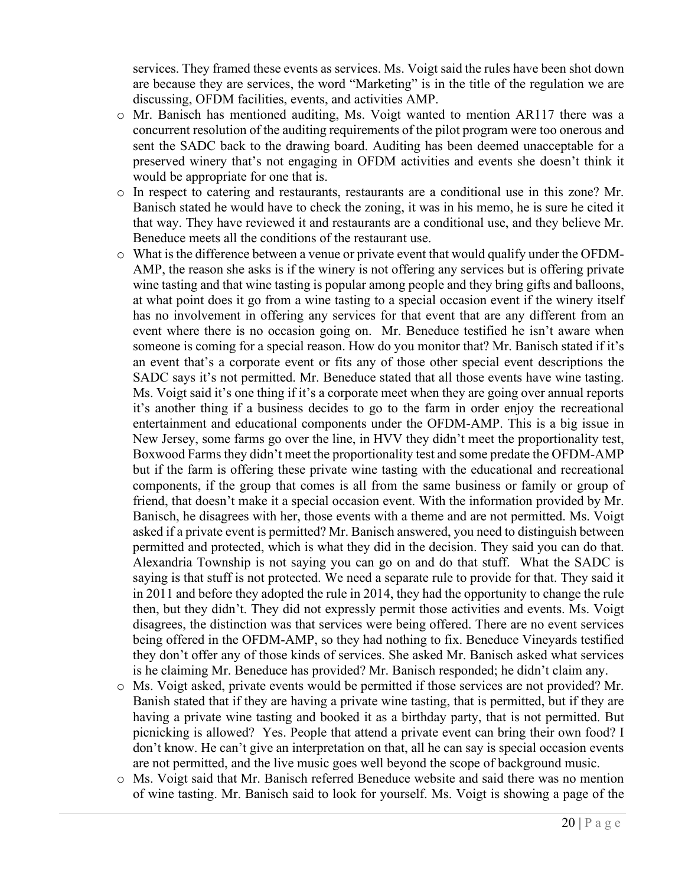services. They framed these events as services. Ms. Voigt said the rules have been shot down are because they are services, the word "Marketing" is in the title of the regulation we are discussing, OFDM facilities, events, and activities AMP.

- Mr. Banisch has mentioned auditing, Ms. Voigt wanted to mention AR117 there was a concurrent resolution of the auditing requirements of the pilot program were too onerous and sent the SADC back to the drawing board. Auditing has been deemed unacceptable for a preserved winery that's not engaging in OFDM activities and events she doesn't think it would be appropriate for one that is.
- In respect to catering and restaurants, restaurants are a conditional use in this zone? Mr. Banisch stated he would have to check the zoning, it was in his memo, he is sure he cited it that way. They have reviewed it and restaurants are a conditional use, and they believe Mr. Beneduce meets all the conditions of the restaurant use.
- What is the difference between a venue or private event that would qualify under the OFDM-AMP, the reason she asks is if the winery is not offering any services but is offering private wine tasting and that wine tasting is popular among people and they bring gifts and balloons, at what point does it go from a wine tasting to a special occasion event if the winery itself has no involvement in offering any services for that event that are any different from an event where there is no occasion going on. Mr. Beneduce testified he isn't aware when someone is coming for a special reason. How do you monitor that? Mr. Banisch stated if it's an event that's a corporate event or fits any of those other special event descriptions the SADC says it's not permitted. Mr. Beneduce stated that all those events have wine tasting. Ms. Voigt said it's one thing if it's a corporate meet when they are going over annual reports it's another thing if a business decides to go to the farm in order enjoy the recreational entertainment and educational components under the OFDM-AMP. This is a big issue in New Jersey, some farms go over the line, in HVV they didn't meet the proportionality test, Boxwood Farms they didn't meet the proportionality test and some predate the OFDM-AMP but if the farm is offering these private wine tasting with the educational and recreational components, if the group that comes is all from the same business or family or group of friend, that doesn't make it a special occasion event. With the information provided by Mr. Banisch, he disagrees with her, those events with a theme and are not permitted. Ms. Voigt asked if a private event is permitted? Mr. Banisch answered, you need to distinguish between permitted and protected, which is what they did in the decision. They said you can do that. Alexandria Township is not saying you can go on and do that stuff. What the SADC is saying is that stuff is not protected. We need a separate rule to provide for that. They said it in 2011 and before they adopted the rule in 2014, they had the opportunity to change the rule then, but they didn't. They did not expressly permit those activities and events. Ms. Voigt disagrees, the distinction was that services were being offered. There are no event services being offered in the OFDM-AMP, so they had nothing to fix. Beneduce Vineyards testified they don't offer any of those kinds of services. She asked Mr. Banisch asked what services is he claiming Mr. Beneduce has provided? Mr. Banisch responded; he didn't claim any.
- Ms. Voigt asked, private events would be permitted if those services are not provided? Mr. Banish stated that if they are having a private wine tasting, that is permitted, but if they are having a private wine tasting and booked it as a birthday party, that is not permitted. But picnicking is allowed? Yes. People that attend a private event can bring their own food? I don't know. He can't give an interpretation on that, all he can say is special occasion events are not permitted, and the live music goes well beyond the scope of background music.
- Ms. Voigt said that Mr. Banisch referred Beneduce website and said there was no mention of wine tasting. Mr. Banisch said to look for yourself. Ms. Voigt is showing a page of the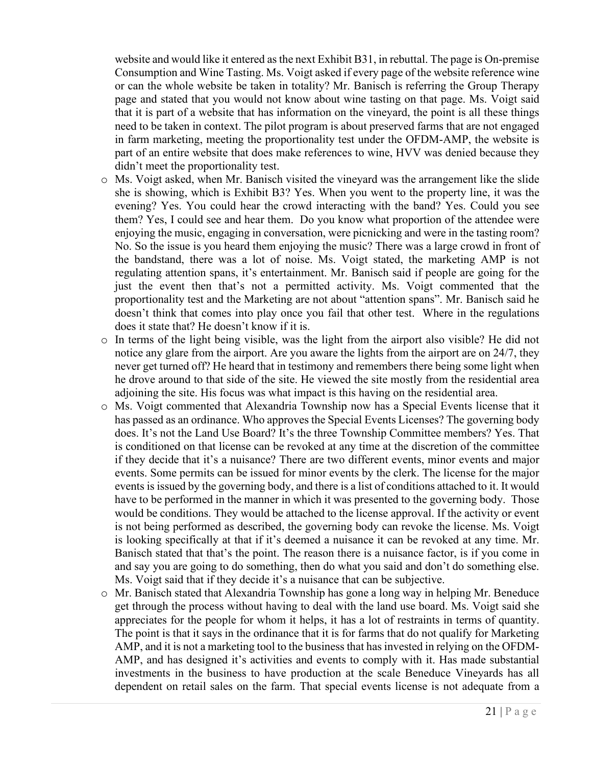website and would like it entered as the next Exhibit B31, in rebuttal. The page is On-premise Consumption and Wine Tasting. Ms. Voigt asked if every page of the website reference wine or can the whole website be taken in totality? Mr. Banisch is referring the Group Therapy page and stated that you would not know about wine tasting on that page. Ms. Voigt said that it is part of a website that has information on the vineyard, the point is all these things need to be taken in context. The pilot program is about preserved farms that are not engaged in farm marketing, meeting the proportionality test under the OFDM-AMP, the website is part of an entire website that does make references to wine, HVV was denied because they didn't meet the proportionality test.

- Ms. Voigt asked, when Mr. Banisch visited the vineyard was the arrangement like the slide she is showing, which is Exhibit B3? Yes. When you went to the property line, it was the evening? Yes. You could hear the crowd interacting with the band? Yes. Could you see them? Yes, I could see and hear them. Do you know what proportion of the attendee were enjoying the music, engaging in conversation, were picnicking and were in the tasting room? No. So the issue is you heard them enjoying the music? There was a large crowd in front of the bandstand, there was a lot of noise. Ms. Voigt stated, the marketing AMP is not regulating attention spans, it's entertainment. Mr. Banisch said if people are going for the just the event then that's not a permitted activity. Ms. Voigt commented that the proportionality test and the Marketing are not about "attention spans". Mr. Banisch said he doesn't think that comes into play once you fail that other test. Where in the regulations does it state that? He doesn't know if it is.
- In terms of the light being visible, was the light from the airport also visible? He did not notice any glare from the airport. Are you aware the lights from the airport are on 24/7, they never get turned off? He heard that in testimony and remembers there being some light when he drove around to that side of the site. He viewed the site mostly from the residential area adjoining the site. His focus was what impact is this having on the residential area.
- Ms. Voigt commented that Alexandria Township now has a Special Events license that it has passed as an ordinance. Who approves the Special Events Licenses? The governing body does. It's not the Land Use Board? It's the three Township Committee members? Yes. That is conditioned on that license can be revoked at any time at the discretion of the committee if they decide that it's a nuisance? There are two different events, minor events and major events. Some permits can be issued for minor events by the clerk. The license for the major events is issued by the governing body, and there is a list of conditions attached to it. It would have to be performed in the manner in which it was presented to the governing body. Those would be conditions. They would be attached to the license approval. If the activity or event is not being performed as described, the governing body can revoke the license. Ms. Voigt is looking specifically at that if it's deemed a nuisance it can be revoked at any time. Mr. Banisch stated that that's the point. The reason there is a nuisance factor, is if you come in and say you are going to do something, then do what you said and don't do something else. Ms. Voigt said that if they decide it's a nuisance that can be subjective.
- Mr. Banisch stated that Alexandria Township has gone a long way in helping Mr. Beneduce get through the process without having to deal with the land use board. Ms. Voigt said she appreciates for the people for whom it helps, it has a lot of restraints in terms of quantity. The point is that it says in the ordinance that it is for farms that do not qualify for Marketing AMP, and it is not a marketing tool to the business that has invested in relying on the OFDM-AMP, and has designed it's activities and events to comply with it. Has made substantial investments in the business to have production at the scale Beneduce Vineyards has all dependent on retail sales on the farm. That special events license is not adequate from a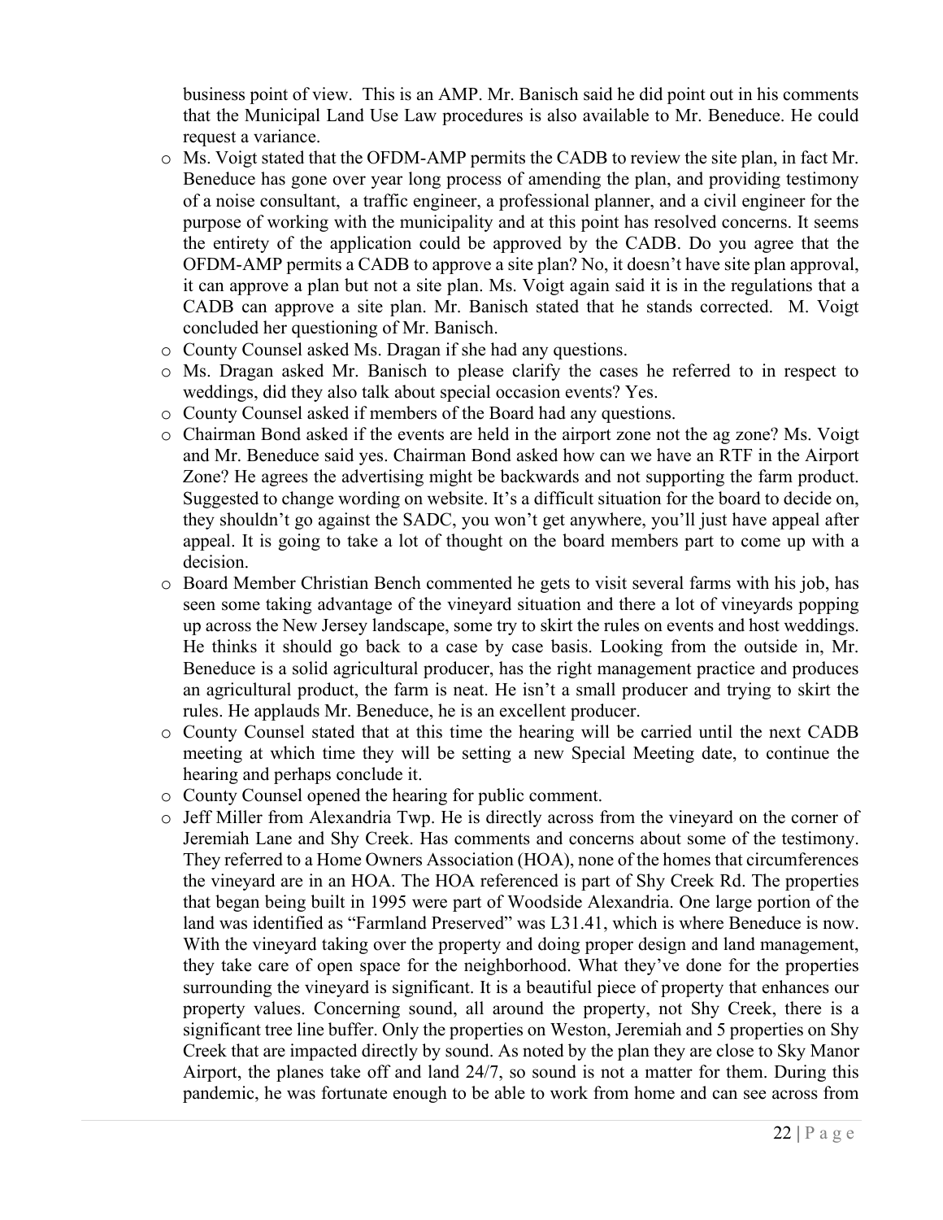business point of view. This is an AMP. Mr. Banisch said he did point out in his comments that the Municipal Land Use Law procedures is also available to Mr. Beneduce. He could request a variance.

- Ms. Voigt stated that the OFDM-AMP permits the CADB to review the site plan, in fact Mr. Beneduce has gone over year long process of amending the plan, and providing testimony of a noise consultant, a traffic engineer, a professional planner, and a civil engineer for the purpose of working with the municipality and at this point has resolved concerns. It seems the entirety of the application could be approved by the CADB. Do you agree that the OFDM-AMP permits a CADB to approve a site plan? No, it doesn't have site plan approval, it can approve a plan but not a site plan. Ms. Voigt again said it is in the regulations that a CADB can approve a site plan. Mr. Banisch stated that he stands corrected. M. Voigt concluded her questioning of Mr. Banisch.
- County Counsel asked Ms. Dragan if she had any questions.
- Ms. Dragan asked Mr. Banisch to please clarify the cases he referred to in respect to weddings, did they also talk about special occasion events? Yes.
- County Counsel asked if members of the Board had any questions.
- Chairman Bond asked if the events are held in the airport zone not the ag zone? Ms. Voigt and Mr. Beneduce said yes. Chairman Bond asked how can we have an RTF in the Airport Zone? He agrees the advertising might be backwards and not supporting the farm product. Suggested to change wording on website. It's a difficult situation for the board to decide on, they shouldn't go against the SADC, you won't get anywhere, you'll just have appeal after appeal. It is going to take a lot of thought on the board members part to come up with a decision.
- Board Member Christian Bench commented he gets to visit several farms with his job, has seen some taking advantage of the vineyard situation and there a lot of vineyards popping up across the New Jersey landscape, some try to skirt the rules on events and host weddings. He thinks it should go back to a case by case basis. Looking from the outside in, Mr. Beneduce is a solid agricultural producer, has the right management practice and produces an agricultural product, the farm is neat. He isn't a small producer and trying to skirt the rules. He applauds Mr. Beneduce, he is an excellent producer.
- County Counsel stated that at this time the hearing will be carried until the next CADB meeting at which time they will be setting a new Special Meeting date, to continue the hearing and perhaps conclude it.
- County Counsel opened the hearing for public comment.
- Jeff Miller from Alexandria Twp. He is directly across from the vineyard on the corner of Jeremiah Lane and Shy Creek. Has comments and concerns about some of the testimony. They referred to a Home Owners Association (HOA), none of the homes that circumferences the vineyard are in an HOA. The HOA referenced is part of Shy Creek Rd. The properties that began being built in 1995 were part of Woodside Alexandria. One large portion of the land was identified as "Farmland Preserved" was L31.41, which is where Beneduce is now. With the vineyard taking over the property and doing proper design and land management, they take care of open space for the neighborhood. What they've done for the properties surrounding the vineyard is significant. It is a beautiful piece of property that enhances our property values. Concerning sound, all around the property, not Shy Creek, there is a significant tree line buffer. Only the properties on Weston, Jeremiah and 5 properties on Shy Creek that are impacted directly by sound. As noted by the plan they are close to Sky Manor Airport, the planes take off and land 24/7, so sound is not a matter for them. During this pandemic, he was fortunate enough to be able to work from home and can see across from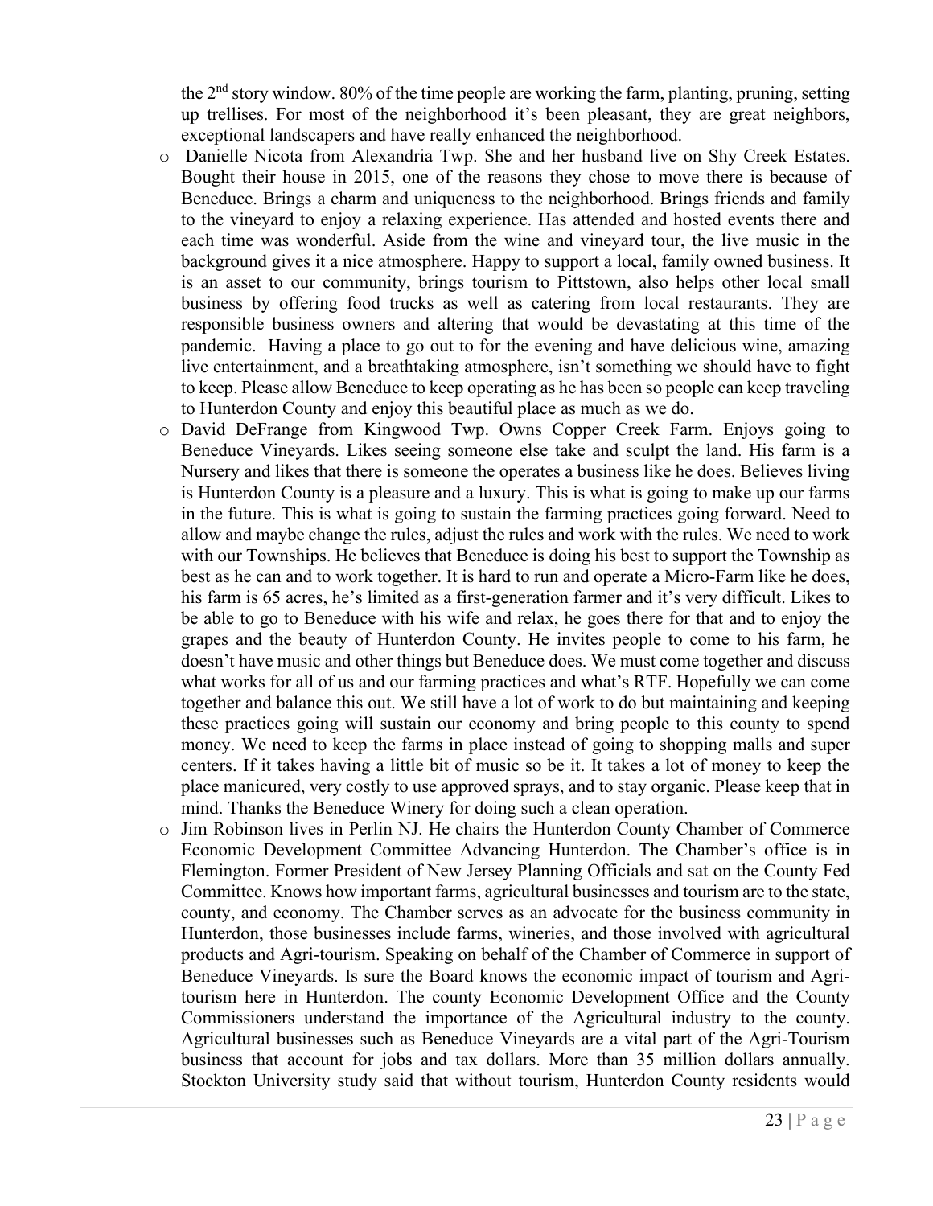the 2nd story window. 80% of the time people are working the farm, planting, pruning, setting up trellises. For most of the neighborhood it's been pleasant, they are great neighbors, exceptional landscapers and have really enhanced the neighborhood.

- Danielle Nicota from Alexandria Twp. She and her husband live on Shy Creek Estates. Bought their house in 2015, one of the reasons they chose to move there is because of Beneduce. Brings a charm and uniqueness to the neighborhood. Brings friends and family to the vineyard to enjoy a relaxing experience. Has attended and hosted events there and each time was wonderful. Aside from the wine and vineyard tour, the live music in the background gives it a nice atmosphere. Happy to support a local, family owned business. It is an asset to our community, brings tourism to Pittstown, also helps other local small business by offering food trucks as well as catering from local restaurants. They are responsible business owners and altering that would be devastating at this time of the pandemic. Having a place to go out to for the evening and have delicious wine, amazing live entertainment, and a breathtaking atmosphere, isn't something we should have to fight to keep. Please allow Beneduce to keep operating as he has been so people can keep traveling to Hunterdon County and enjoy this beautiful place as much as we do.
- David DeFrange from Kingwood Twp. Owns Copper Creek Farm. Enjoys going to Beneduce Vineyards. Likes seeing someone else take and sculpt the land. His farm is a Nursery and likes that there is someone the operates a business like he does. Believes living is Hunterdon County is a pleasure and a luxury. This is what is going to make up our farms in the future. This is what is going to sustain the farming practices going forward. Need to allow and maybe change the rules, adjust the rules and work with the rules. We need to work with our Townships. He believes that Beneduce is doing his best to support the Township as best as he can and to work together. It is hard to run and operate a Micro-Farm like he does, his farm is 65 acres, he's limited as a first-generation farmer and it's very difficult. Likes to be able to go to Beneduce with his wife and relax, he goes there for that and to enjoy the grapes and the beauty of Hunterdon County. He invites people to come to his farm, he doesn't have music and other things but Beneduce does. We must come together and discuss what works for all of us and our farming practices and what's RTF. Hopefully we can come together and balance this out. We still have a lot of work to do but maintaining and keeping these practices going will sustain our economy and bring people to this county to spend money. We need to keep the farms in place instead of going to shopping malls and super centers. If it takes having a little bit of music so be it. It takes a lot of money to keep the place manicured, very costly to use approved sprays, and to stay organic. Please keep that in mind. Thanks the Beneduce Winery for doing such a clean operation.
- Jim Robinson lives in Perlin NJ. He chairs the Hunterdon County Chamber of Commerce Economic Development Committee Advancing Hunterdon. The Chamber's office is in Flemington. Former President of New Jersey Planning Officials and sat on the County Fed Committee. Knows how important farms, agricultural businesses and tourism are to the state, county, and economy. The Chamber serves as an advocate for the business community in Hunterdon, those businesses include farms, wineries, and those involved with agricultural products and Agri-tourism. Speaking on behalf of the Chamber of Commerce in support of Beneduce Vineyards. Is sure the Board knows the economic impact of tourism and Agri-tourism here in Hunterdon. The county Economic Development Office and the County Commissioners understand the importance of the Agricultural industry to the county. Agricultural businesses such as Beneduce Vineyards are a vital part of the Agri-Tourism business that account for jobs and tax dollars. More than 35 million dollars annually. Stockton University study said that without tourism, Hunterdon County residents would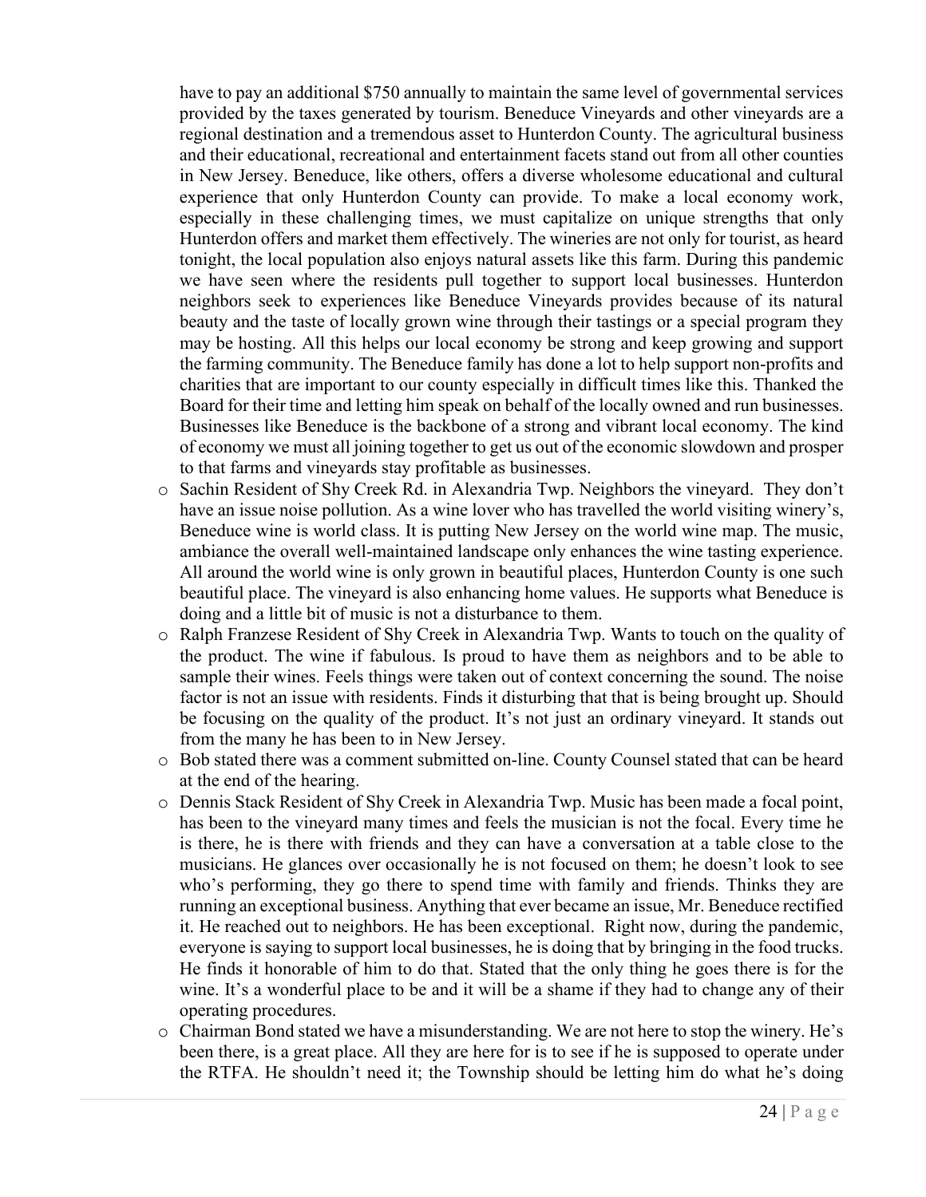have to pay an additional $750 annually to maintain the same level of governmental services provided by the taxes generated by tourism. Beneduce Vineyards and other vineyards are a regional destination and a tremendous asset to Hunterdon County. The agricultural business and their educational, recreational and entertainment facets stand out from all other counties in New Jersey. Beneduce, like others, offers a diverse wholesome educational and cultural experience that only Hunterdon County can provide. To make a local economy work, especially in these challenging times, we must capitalize on unique strengths that only Hunterdon offers and market them effectively. The wineries are not only for tourist, as heard tonight, the local population also enjoys natural assets like this farm. During this pandemic we have seen where the residents pull together to support local businesses. Hunterdon neighbors seek to experiences like Beneduce Vineyards provides because of its natural beauty and the taste of locally grown wine through their tastings or a special program they may be hosting. All this helps our local economy be strong and keep growing and support the farming community. The Beneduce family has done a lot to help support non-profits and charities that are important to our county especially in difficult times like this. Thanked the Board for their time and letting him speak on behalf of the locally owned and run businesses. Businesses like Beneduce is the backbone of a strong and vibrant local economy. The kind of economy we must all joining together to get us out of the economic slowdown and prosper to that farms and vineyards stay profitable as businesses.

- Sachin Resident of Shy Creek Rd. in Alexandria Twp. Neighbors the vineyard. They don't have an issue noise pollution. As a wine lover who has travelled the world visiting winery's, Beneduce wine is world class. It is putting New Jersey on the world wine map. The music, ambiance the overall well-maintained landscape only enhances the wine tasting experience. All around the world wine is only grown in beautiful places, Hunterdon County is one such beautiful place. The vineyard is also enhancing home values. He supports what Beneduce is doing and a little bit of music is not a disturbance to them.
- Ralph Franzese Resident of Shy Creek in Alexandria Twp. Wants to touch on the quality of the product. The wine if fabulous. Is proud to have them as neighbors and to be able to sample their wines. Feels things were taken out of context concerning the sound. The noise factor is not an issue with residents. Finds it disturbing that that is being brought up. Should be focusing on the quality of the product. It's not just an ordinary vineyard. It stands out from the many he has been to in New Jersey.
- Bob stated there was a comment submitted on-line. County Counsel stated that can be heard at the end of the hearing.
- Dennis Stack Resident of Shy Creek in Alexandria Twp. Music has been made a focal point, has been to the vineyard many times and feels the musician is not the focal. Every time he is there, he is there with friends and they can have a conversation at a table close to the musicians. He glances over occasionally he is not focused on them; he doesn't look to see who's performing, they go there to spend time with family and friends. Thinks they are running an exceptional business. Anything that ever became an issue, Mr. Beneduce rectified it. He reached out to neighbors. He has been exceptional. Right now, during the pandemic, everyone is saying to support local businesses, he is doing that by bringing in the food trucks. He finds it honorable of him to do that. Stated that the only thing he goes there is for the wine. It's a wonderful place to be and it will be a shame if they had to change any of their operating procedures.
- Chairman Bond stated we have a misunderstanding. We are not here to stop the winery. He's been there, is a great place. All they are here for is to see if he is supposed to operate under the RTFA. He shouldn't need it; the Township should be letting him do what he's doing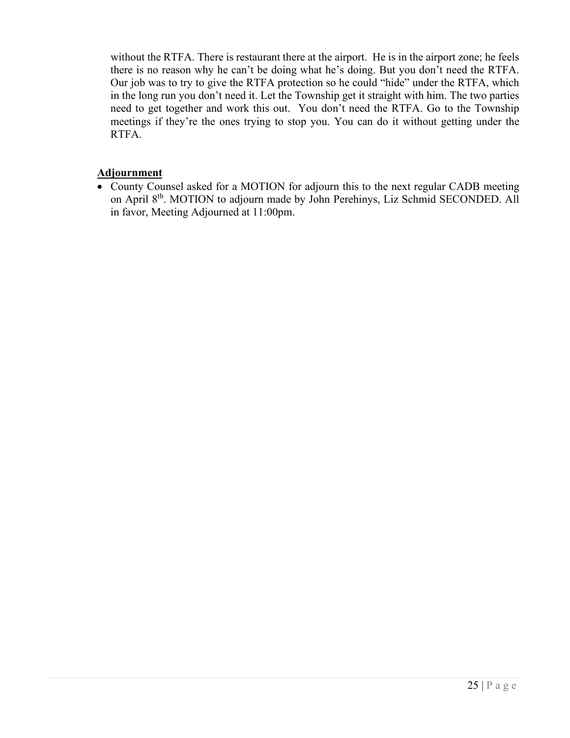without the RTFA. There is restaurant there at the airport. He is in the airport zone; he feels there is no reason why he can't be doing what he's doing. But you don't need the RTFA. Our job was to try to give the RTFA protection so he could "hide" under the RTFA, which in the long run you don't need it. Let the Township get it straight with him. The two parties need to get together and work this out. You don't need the RTFA. Go to the Township meetings if they're the ones trying to stop you. You can do it without getting under the RTFA.

**Adjournment**

- County Counsel asked for a MOTION for adjourn this to the next regular CADB meeting on April 8th. MOTION to adjourn made by John Perehinys, Liz Schmid SECONDED. All in favor, Meeting Adjourned at 11:00pm.